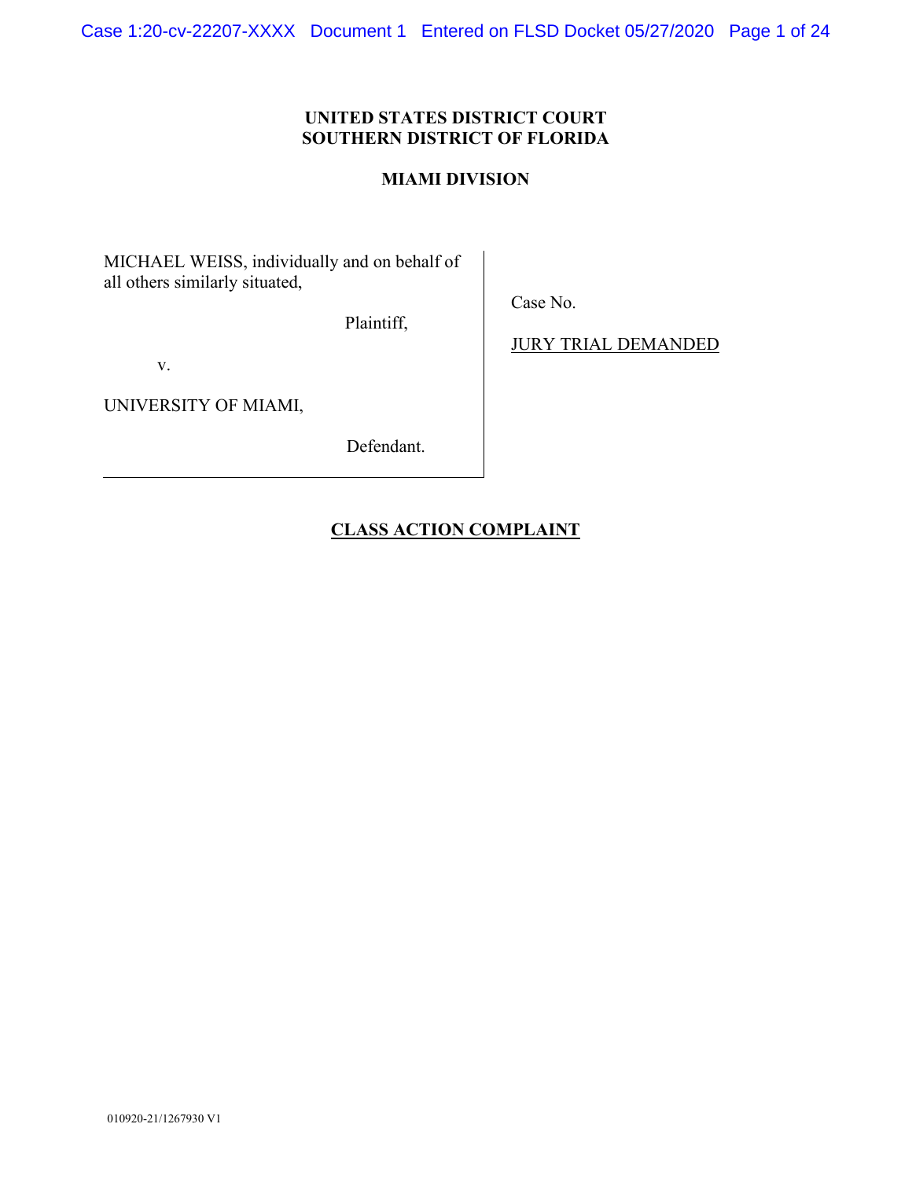**UNITED STATES DISTRICT COURT**
**SOUTHERN DISTRICT OF FLORIDA**

**MIAMI DIVISION**

| | |
|---|---|
| MICHAEL WEISS, individually and on behalf of all others similarly situated,<br><br>Plaintiff,<br><br>v.<br><br>UNIVERSITY OF MIAMI,<br><br>Defendant. | Case No.<br><br>JURY TRIAL DEMANDED |

**CLASS ACTION COMPLAINT**

010920-21/1267930 V1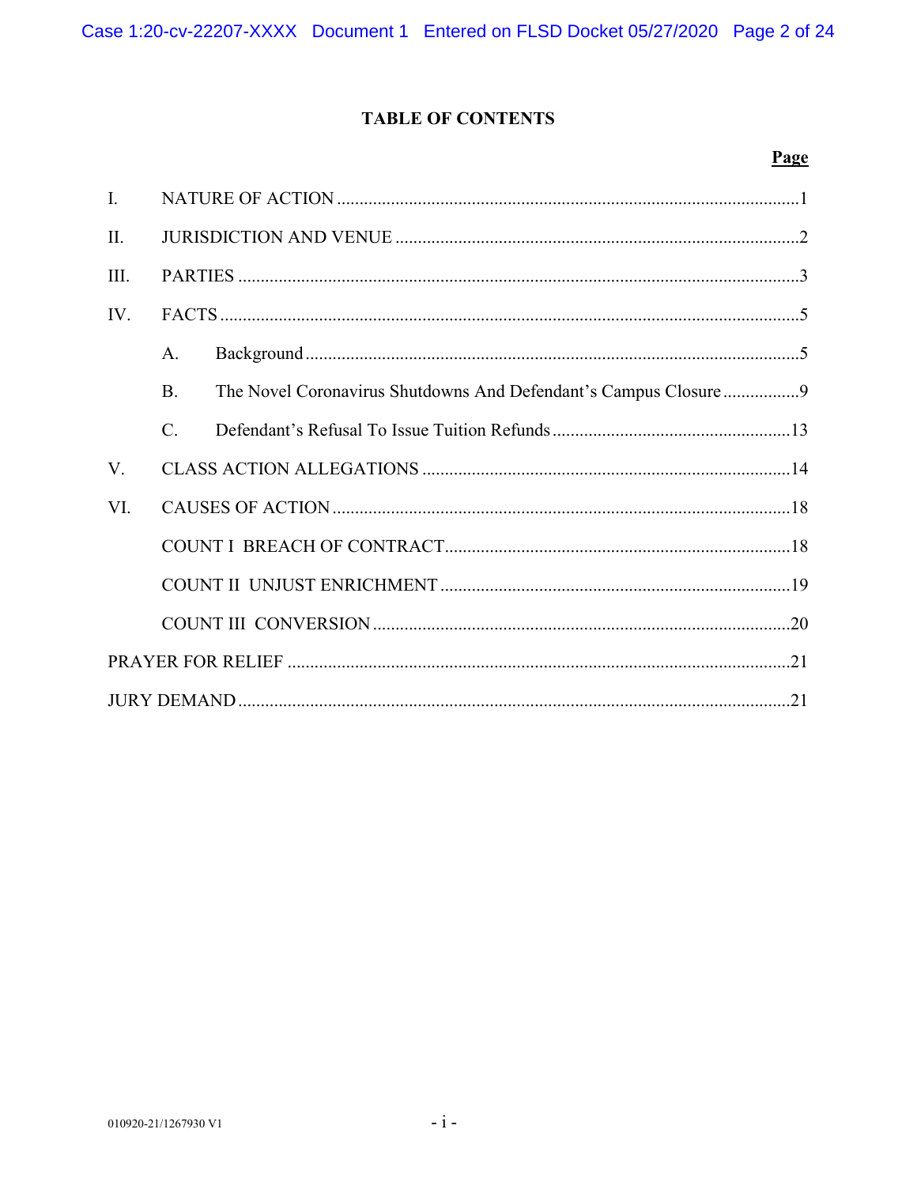# TABLE OF CONTENTS

| | | Page |
|---|---|---|
| I. | NATURE OF ACTION | 1 |
| II. | JURISDICTION AND VENUE | 2 |
| III. | PARTIES | 3 |
| IV. | FACTS | 5 |
| | A. Background | 5 |
| | B. The Novel Coronavirus Shutdowns And Defendant's Campus Closure | 9 |
| | C. Defendant's Refusal To Issue Tuition Refunds | 13 |
| V. | CLASS ACTION ALLEGATIONS | 14 |
| VI. | CAUSES OF ACTION | 18 |
| | COUNT I BREACH OF CONTRACT | 18 |
| | COUNT II UNJUST ENRICHMENT | 19 |
| | COUNT III CONVERSION | 20 |
| PRAYER FOR RELIEF | | 21 |
| JURY DEMAND | | 21 |

010920-21/1267930 V1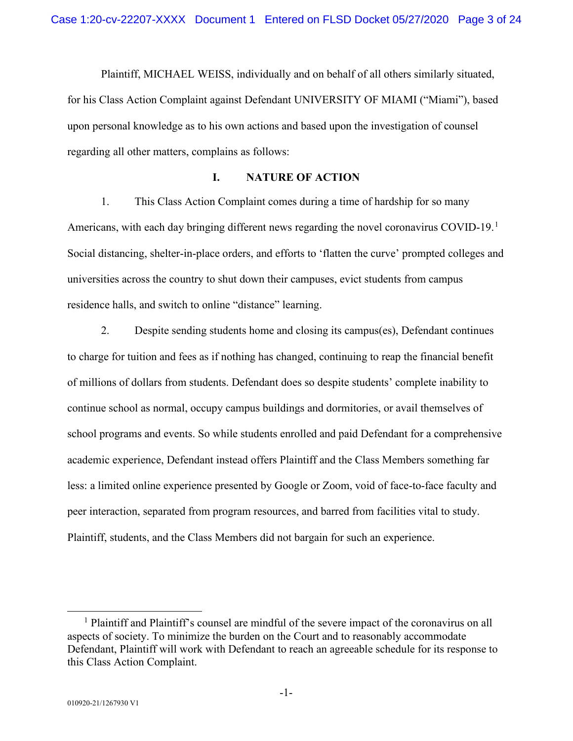Plaintiff, MICHAEL WEISS, individually and on behalf of all others similarly situated, for his Class Action Complaint against Defendant UNIVERSITY OF MIAMI ("Miami"), based upon personal knowledge as to his own actions and based upon the investigation of counsel regarding all other matters, complains as follows:

## I. NATURE OF ACTION

1. This Class Action Complaint comes during a time of hardship for so many Americans, with each day bringing different news regarding the novel coronavirus COVID-19.[1] Social distancing, shelter-in-place orders, and efforts to 'flatten the curve' prompted colleges and universities across the country to shut down their campuses, evict students from campus residence halls, and switch to online "distance" learning.

2. Despite sending students home and closing its campus(es), Defendant continues to charge for tuition and fees as if nothing has changed, continuing to reap the financial benefit of millions of dollars from students. Defendant does so despite students' complete inability to continue school as normal, occupy campus buildings and dormitories, or avail themselves of school programs and events. So while students enrolled and paid Defendant for a comprehensive academic experience, Defendant instead offers Plaintiff and the Class Members something far less: a limited online experience presented by Google or Zoom, void of face-to-face faculty and peer interaction, separated from program resources, and barred from facilities vital to study. Plaintiff, students, and the Class Members did not bargain for such an experience.

[1] Plaintiff and Plaintiff's counsel are mindful of the severe impact of the coronavirus on all aspects of society. To minimize the burden on the Court and to reasonably accommodate Defendant, Plaintiff will work with Defendant to reach an agreeable schedule for its response to this Class Action Complaint.

010920-21/1267930 V1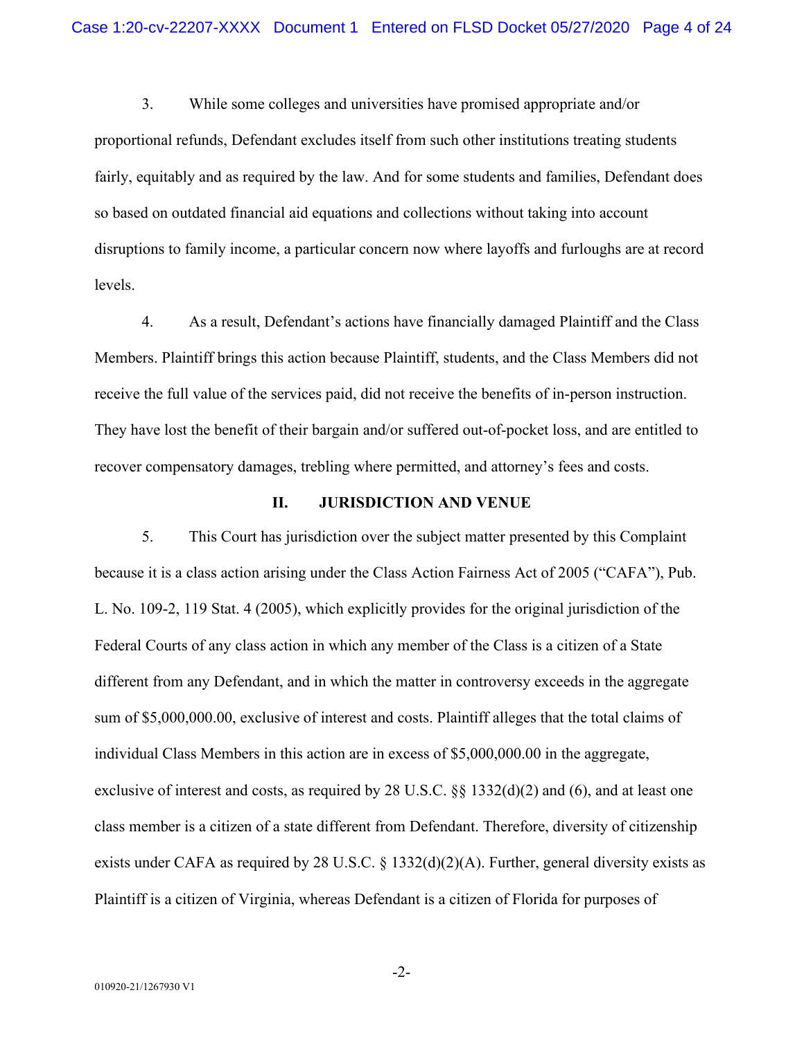3. While some colleges and universities have promised appropriate and/or proportional refunds, Defendant excludes itself from such other institutions treating students fairly, equitably and as required by the law. And for some students and families, Defendant does so based on outdated financial aid equations and collections without taking into account disruptions to family income, a particular concern now where layoffs and furloughs are at record levels.

4. As a result, Defendant's actions have financially damaged Plaintiff and the Class Members. Plaintiff brings this action because Plaintiff, students, and the Class Members did not receive the full value of the services paid, did not receive the benefits of in-person instruction. They have lost the benefit of their bargain and/or suffered out-of-pocket loss, and are entitled to recover compensatory damages, trebling where permitted, and attorney's fees and costs.

## II. JURISDICTION AND VENUE

5. This Court has jurisdiction over the subject matter presented by this Complaint because it is a class action arising under the Class Action Fairness Act of 2005 ("CAFA"), Pub. L. No. 109-2, 119 Stat. 4 (2005), which explicitly provides for the original jurisdiction of the Federal Courts of any class action in which any member of the Class is a citizen of a State different from any Defendant, and in which the matter in controversy exceeds in the aggregate sum of $5,000,000.00, exclusive of interest and costs. Plaintiff alleges that the total claims of individual Class Members in this action are in excess of $5,000,000.00 in the aggregate, exclusive of interest and costs, as required by 28 U.S.C. §§ 1332(d)(2) and (6), and at least one class member is a citizen of a state different from Defendant. Therefore, diversity of citizenship exists under CAFA as required by 28 U.S.C. § 1332(d)(2)(A). Further, general diversity exists as Plaintiff is a citizen of Virginia, whereas Defendant is a citizen of Florida for purposes of

010920-21/1267930 V1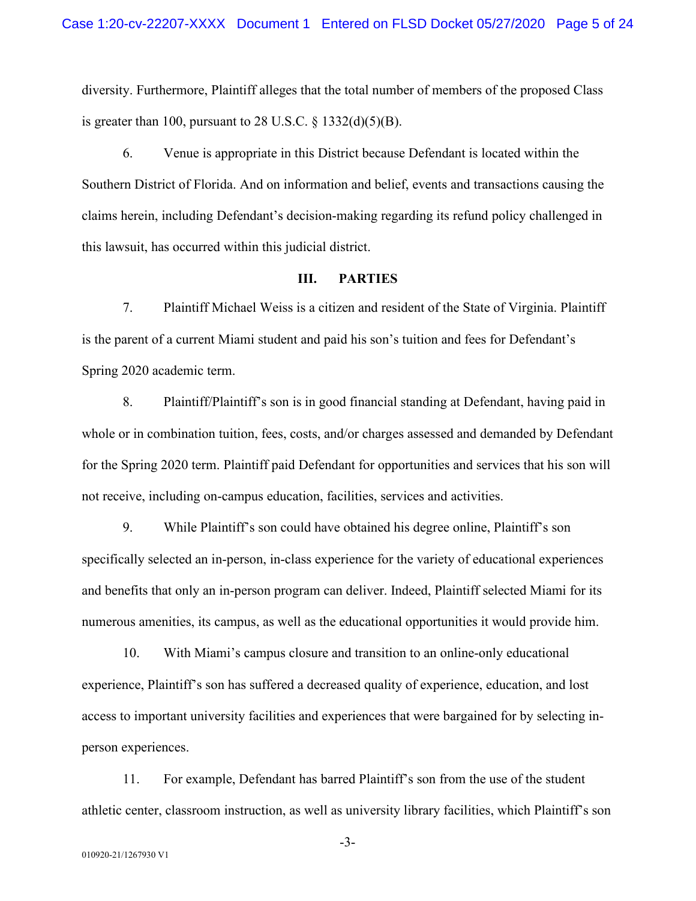diversity. Furthermore, Plaintiff alleges that the total number of members of the proposed Class is greater than 100, pursuant to 28 U.S.C. § 1332(d)(5)(B).

6. Venue is appropriate in this District because Defendant is located within the Southern District of Florida. And on information and belief, events and transactions causing the claims herein, including Defendant's decision-making regarding its refund policy challenged in this lawsuit, has occurred within this judicial district.

## III. PARTIES

7. Plaintiff Michael Weiss is a citizen and resident of the State of Virginia. Plaintiff is the parent of a current Miami student and paid his son's tuition and fees for Defendant's Spring 2020 academic term.

8. Plaintiff/Plaintiff's son is in good financial standing at Defendant, having paid in whole or in combination tuition, fees, costs, and/or charges assessed and demanded by Defendant for the Spring 2020 term. Plaintiff paid Defendant for opportunities and services that his son will not receive, including on-campus education, facilities, services and activities.

9. While Plaintiff's son could have obtained his degree online, Plaintiff's son specifically selected an in-person, in-class experience for the variety of educational experiences and benefits that only an in-person program can deliver. Indeed, Plaintiff selected Miami for its numerous amenities, its campus, as well as the educational opportunities it would provide him.

10. With Miami's campus closure and transition to an online-only educational experience, Plaintiff's son has suffered a decreased quality of experience, education, and lost access to important university facilities and experiences that were bargained for by selecting in-person experiences.

11. For example, Defendant has barred Plaintiff's son from the use of the student athletic center, classroom instruction, as well as university library facilities, which Plaintiff's son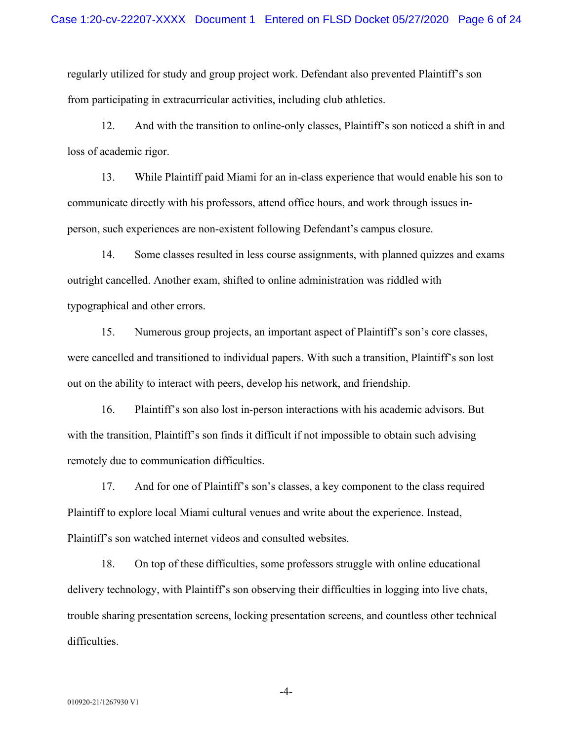regularly utilized for study and group project work. Defendant also prevented Plaintiff's son from participating in extracurricular activities, including club athletics.

12. And with the transition to online-only classes, Plaintiff's son noticed a shift in and loss of academic rigor.

13. While Plaintiff paid Miami for an in-class experience that would enable his son to communicate directly with his professors, attend office hours, and work through issues in-person, such experiences are non-existent following Defendant's campus closure.

14. Some classes resulted in less course assignments, with planned quizzes and exams outright cancelled. Another exam, shifted to online administration was riddled with typographical and other errors.

15. Numerous group projects, an important aspect of Plaintiff's son's core classes, were cancelled and transitioned to individual papers. With such a transition, Plaintiff's son lost out on the ability to interact with peers, develop his network, and friendship.

16. Plaintiff's son also lost in-person interactions with his academic advisors. But with the transition, Plaintiff's son finds it difficult if not impossible to obtain such advising remotely due to communication difficulties.

17. And for one of Plaintiff's son's classes, a key component to the class required Plaintiff to explore local Miami cultural venues and write about the experience. Instead, Plaintiff's son watched internet videos and consulted websites.

18. On top of these difficulties, some professors struggle with online educational delivery technology, with Plaintiff's son observing their difficulties in logging into live chats, trouble sharing presentation screens, locking presentation screens, and countless other technical difficulties.

010920-21/1267930 V1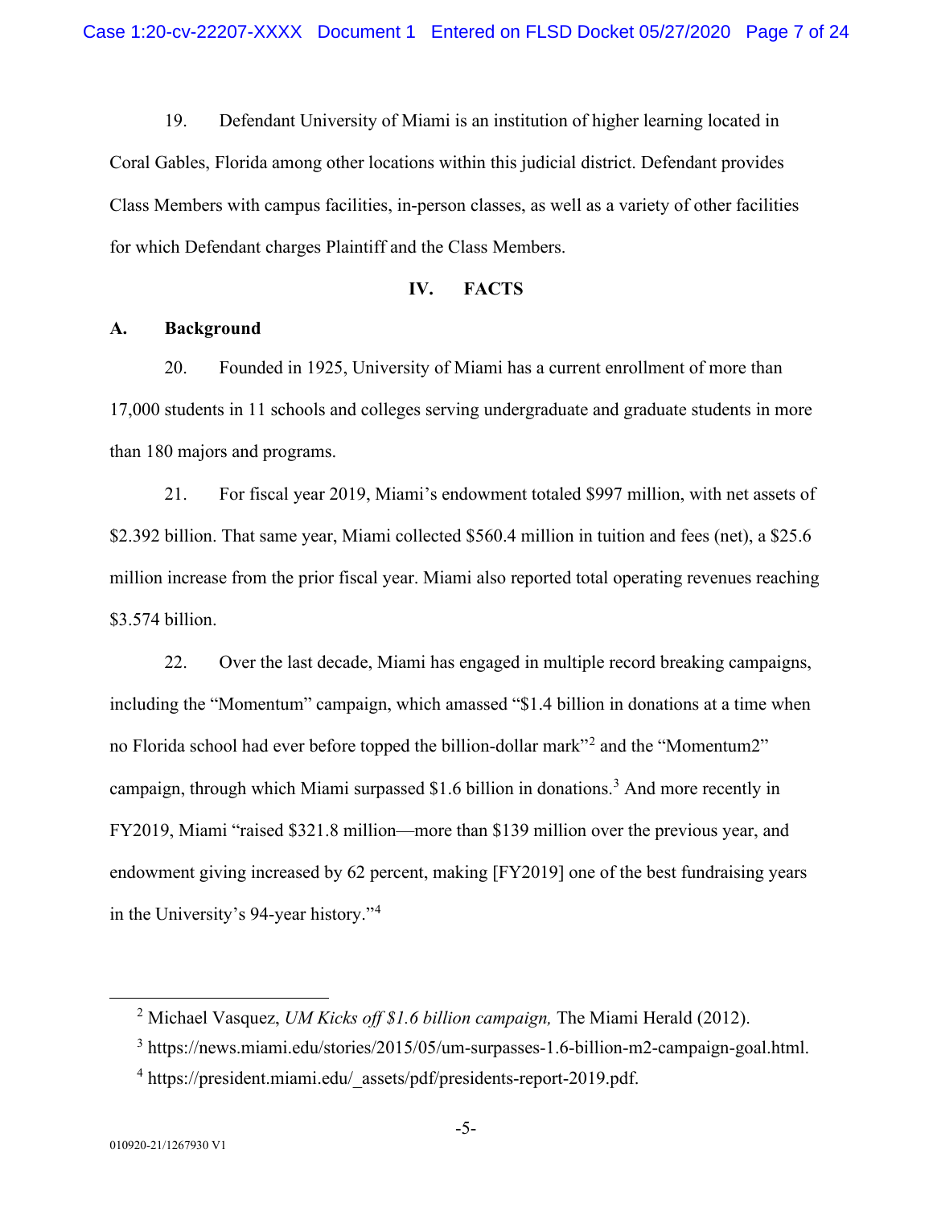19. Defendant University of Miami is an institution of higher learning located in Coral Gables, Florida among other locations within this judicial district. Defendant provides Class Members with campus facilities, in-person classes, as well as a variety of other facilities for which Defendant charges Plaintiff and the Class Members.

## IV. FACTS

### A. Background

20. Founded in 1925, University of Miami has a current enrollment of more than 17,000 students in 11 schools and colleges serving undergraduate and graduate students in more than 180 majors and programs.

21. For fiscal year 2019, Miami's endowment totaled $997 million, with net assets of $2.392 billion. That same year, Miami collected $560.4 million in tuition and fees (net), a $25.6 million increase from the prior fiscal year. Miami also reported total operating revenues reaching $3.574 billion.

22. Over the last decade, Miami has engaged in multiple record breaking campaigns, including the "Momentum" campaign, which amassed "$1.4 billion in donations at a time when no Florida school had ever before topped the billion-dollar mark"[2] and the "Momentum2" campaign, through which Miami surpassed $1.6 billion in donations.[3] And more recently in FY2019, Miami "raised $321.8 million—more than $139 million over the previous year, and endowment giving increased by 62 percent, making [FY2019] one of the best fundraising years in the University's 94-year history."[4]

---

[2] Michael Vasquez, *UM Kicks off $1.6 billion campaign,* The Miami Herald (2012).

[3] https://news.miami.edu/stories/2015/05/um-surpasses-1.6-billion-m2-campaign-goal.html.

[4] https://president.miami.edu/_assets/pdf/presidents-report-2019.pdf.

010920-21/1267930 V1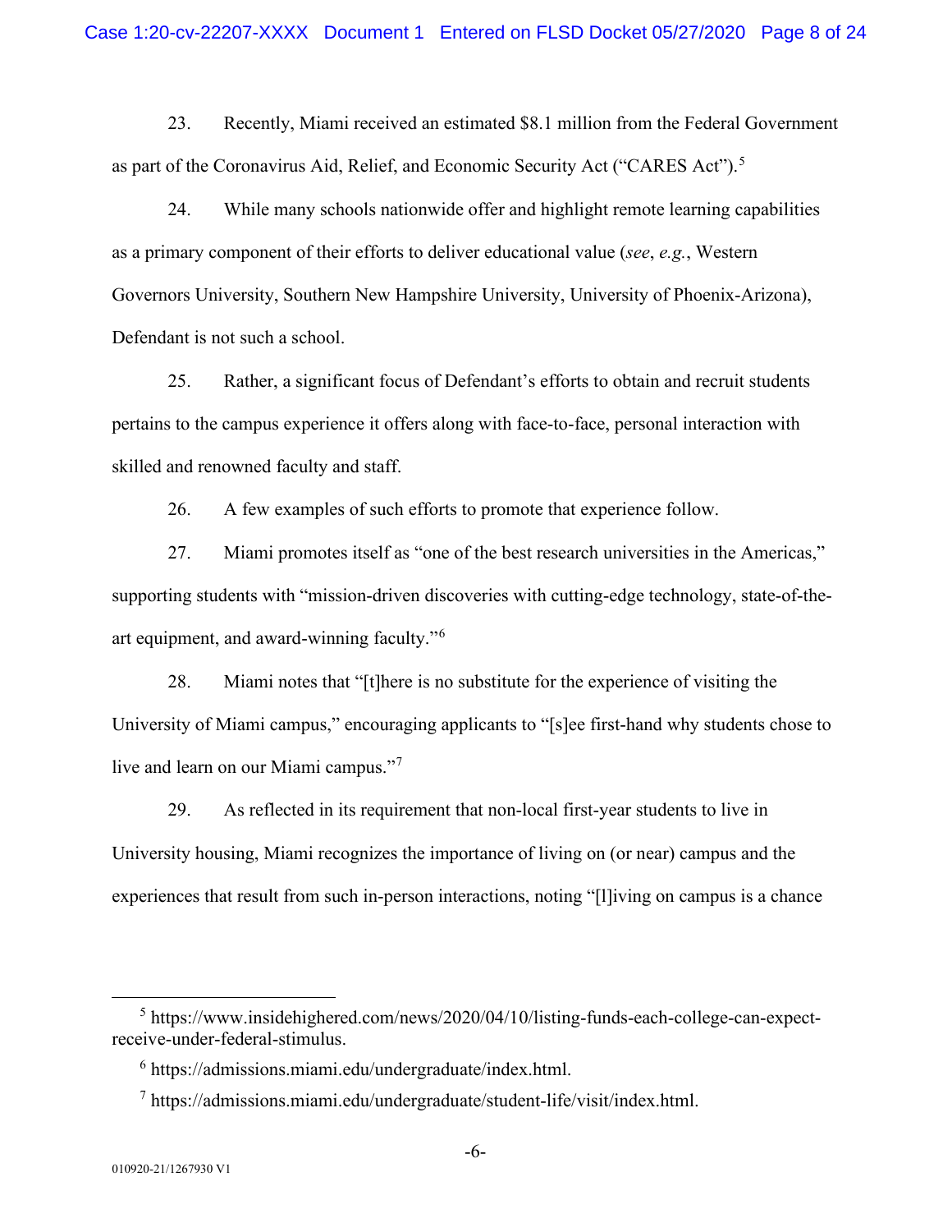23. Recently, Miami received an estimated $8.1 million from the Federal Government as part of the Coronavirus Aid, Relief, and Economic Security Act ("CARES Act").[5]

24. While many schools nationwide offer and highlight remote learning capabilities as a primary component of their efforts to deliver educational value (*see*, *e.g.*, Western Governors University, Southern New Hampshire University, University of Phoenix-Arizona), Defendant is not such a school.

25. Rather, a significant focus of Defendant's efforts to obtain and recruit students pertains to the campus experience it offers along with face-to-face, personal interaction with skilled and renowned faculty and staff.

26. A few examples of such efforts to promote that experience follow.

27. Miami promotes itself as "one of the best research universities in the Americas," supporting students with "mission-driven discoveries with cutting-edge technology, state-of-the-art equipment, and award-winning faculty."[6]

28. Miami notes that "[t]here is no substitute for the experience of visiting the University of Miami campus," encouraging applicants to "[s]ee first-hand why students chose to live and learn on our Miami campus."[7]

29. As reflected in its requirement that non-local first-year students to live in University housing, Miami recognizes the importance of living on (or near) campus and the experiences that result from such in-person interactions, noting "[l]iving on campus is a chance

---

[5] https://www.insidehighered.com/news/2020/04/10/listing-funds-each-college-can-expect-receive-under-federal-stimulus.

[6] https://admissions.miami.edu/undergraduate/index.html.

[7] https://admissions.miami.edu/undergraduate/student-life/visit/index.html.

010920-21/1267930 V1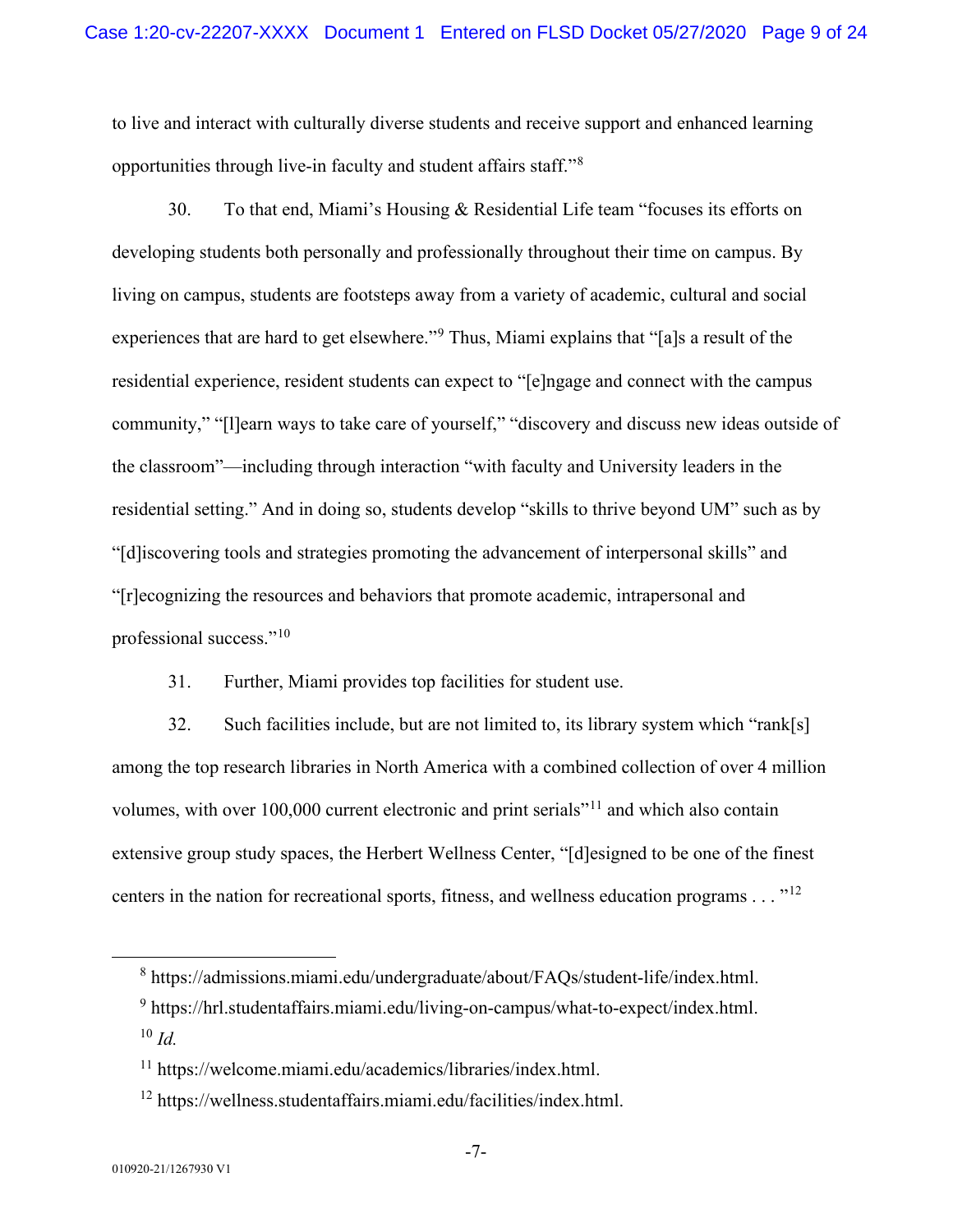to live and interact with culturally diverse students and receive support and enhanced learning opportunities through live-in faculty and student affairs staff."[8]

30. To that end, Miami's Housing & Residential Life team "focuses its efforts on developing students both personally and professionally throughout their time on campus. By living on campus, students are footsteps away from a variety of academic, cultural and social experiences that are hard to get elsewhere."[9] Thus, Miami explains that "[a]s a result of the residential experience, resident students can expect to "[e]ngage and connect with the campus community," "[l]earn ways to take care of yourself," "discovery and discuss new ideas outside of the classroom"—including through interaction "with faculty and University leaders in the residential setting." And in doing so, students develop "skills to thrive beyond UM" such as by "[d]iscovering tools and strategies promoting the advancement of interpersonal skills" and "[r]ecognizing the resources and behaviors that promote academic, intrapersonal and professional success."[10]

31. Further, Miami provides top facilities for student use.

32. Such facilities include, but are not limited to, its library system which "rank[s] among the top research libraries in North America with a combined collection of over 4 million volumes, with over 100,000 current electronic and print serials"[11] and which also contain extensive group study spaces, the Herbert Wellness Center, "[d]esigned to be one of the finest centers in the nation for recreational sports, fitness, and wellness education programs . . . "[12]

---

[8] https://admissions.miami.edu/undergraduate/about/FAQs/student-life/index.html.

[9] https://hrl.studentaffairs.miami.edu/living-on-campus/what-to-expect/index.html.

[10] *Id.*

[11] https://welcome.miami.edu/academics/libraries/index.html.

[12] https://wellness.studentaffairs.miami.edu/facilities/index.html.

010920-21/1267930 V1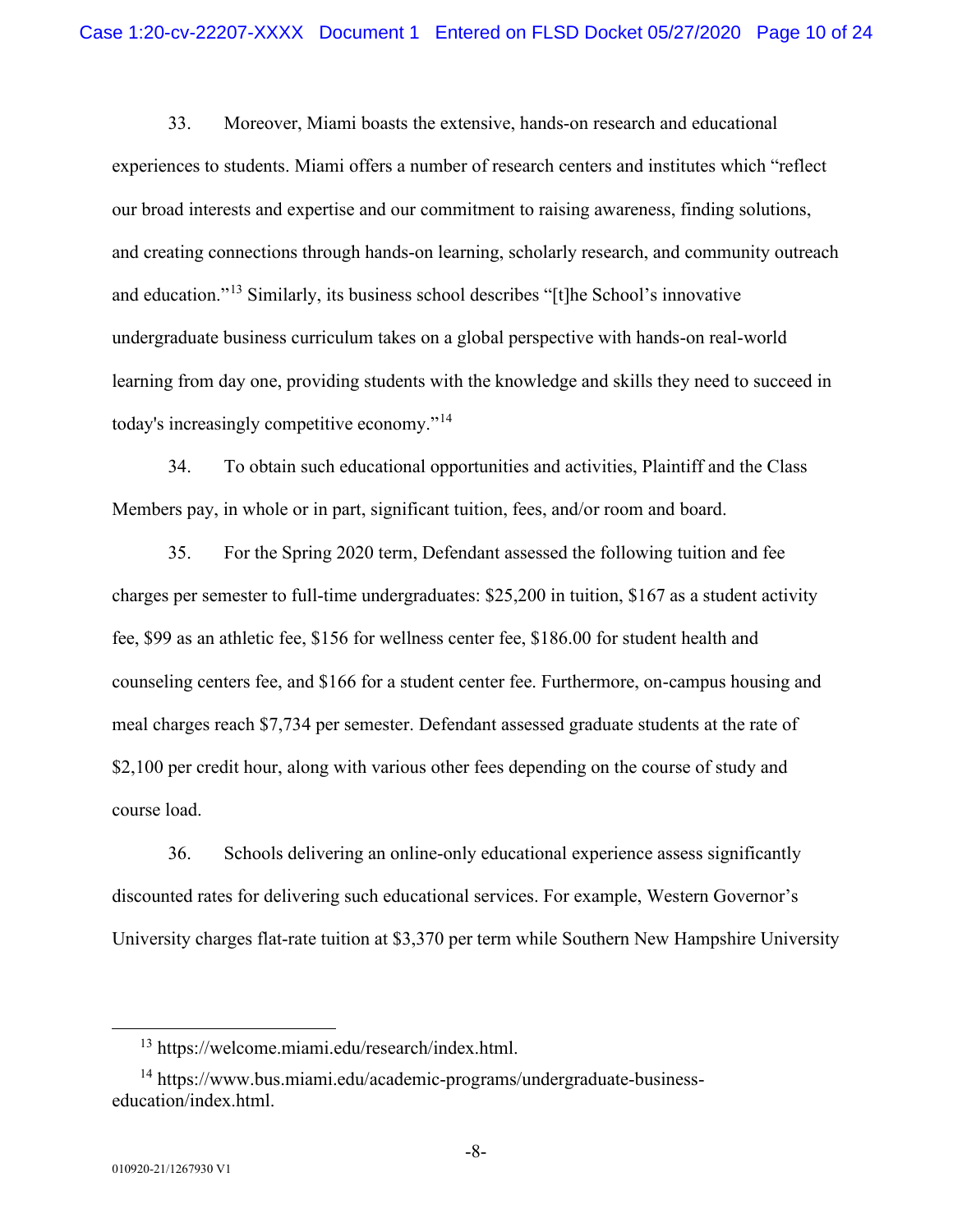33. Moreover, Miami boasts the extensive, hands-on research and educational experiences to students. Miami offers a number of research centers and institutes which "reflect our broad interests and expertise and our commitment to raising awareness, finding solutions, and creating connections through hands-on learning, scholarly research, and community outreach and education."[13] Similarly, its business school describes "[t]he School's innovative undergraduate business curriculum takes on a global perspective with hands-on real-world learning from day one, providing students with the knowledge and skills they need to succeed in today's increasingly competitive economy."[14]

34. To obtain such educational opportunities and activities, Plaintiff and the Class Members pay, in whole or in part, significant tuition, fees, and/or room and board.

35. For the Spring 2020 term, Defendant assessed the following tuition and fee charges per semester to full-time undergraduates: $25,200 in tuition, $167 as a student activity fee, $99 as an athletic fee, $156 for wellness center fee, $186.00 for student health and counseling centers fee, and $166 for a student center fee. Furthermore, on-campus housing and meal charges reach $7,734 per semester. Defendant assessed graduate students at the rate of $2,100 per credit hour, along with various other fees depending on the course of study and course load.

36. Schools delivering an online-only educational experience assess significantly discounted rates for delivering such educational services. For example, Western Governor's University charges flat-rate tuition at $3,370 per term while Southern New Hampshire University

---

[13] https://welcome.miami.edu/research/index.html.

[14] https://www.bus.miami.edu/academic-programs/undergraduate-business-education/index.html.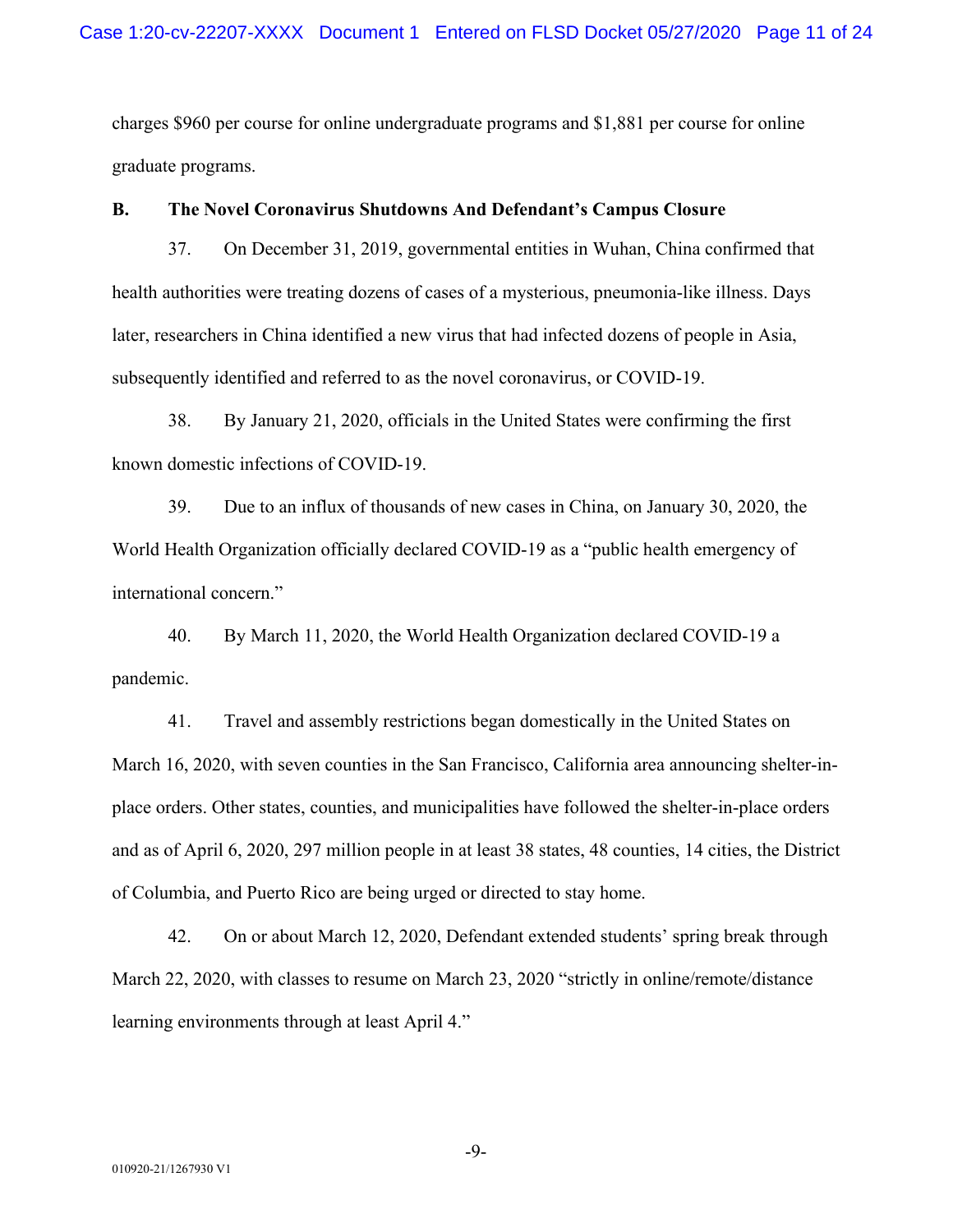charges $960 per course for online undergraduate programs and $1,881 per course for online graduate programs.

**B. The Novel Coronavirus Shutdowns And Defendant's Campus Closure**

37. On December 31, 2019, governmental entities in Wuhan, China confirmed that health authorities were treating dozens of cases of a mysterious, pneumonia-like illness. Days later, researchers in China identified a new virus that had infected dozens of people in Asia, subsequently identified and referred to as the novel coronavirus, or COVID-19.

38. By January 21, 2020, officials in the United States were confirming the first known domestic infections of COVID-19.

39. Due to an influx of thousands of new cases in China, on January 30, 2020, the World Health Organization officially declared COVID-19 as a "public health emergency of international concern."

40. By March 11, 2020, the World Health Organization declared COVID-19 a pandemic.

41. Travel and assembly restrictions began domestically in the United States on March 16, 2020, with seven counties in the San Francisco, California area announcing shelter-in-place orders. Other states, counties, and municipalities have followed the shelter-in-place orders and as of April 6, 2020, 297 million people in at least 38 states, 48 counties, 14 cities, the District of Columbia, and Puerto Rico are being urged or directed to stay home.

42. On or about March 12, 2020, Defendant extended students' spring break through March 22, 2020, with classes to resume on March 23, 2020 "strictly in online/remote/distance learning environments through at least April 4."

010920-21/1267930 V1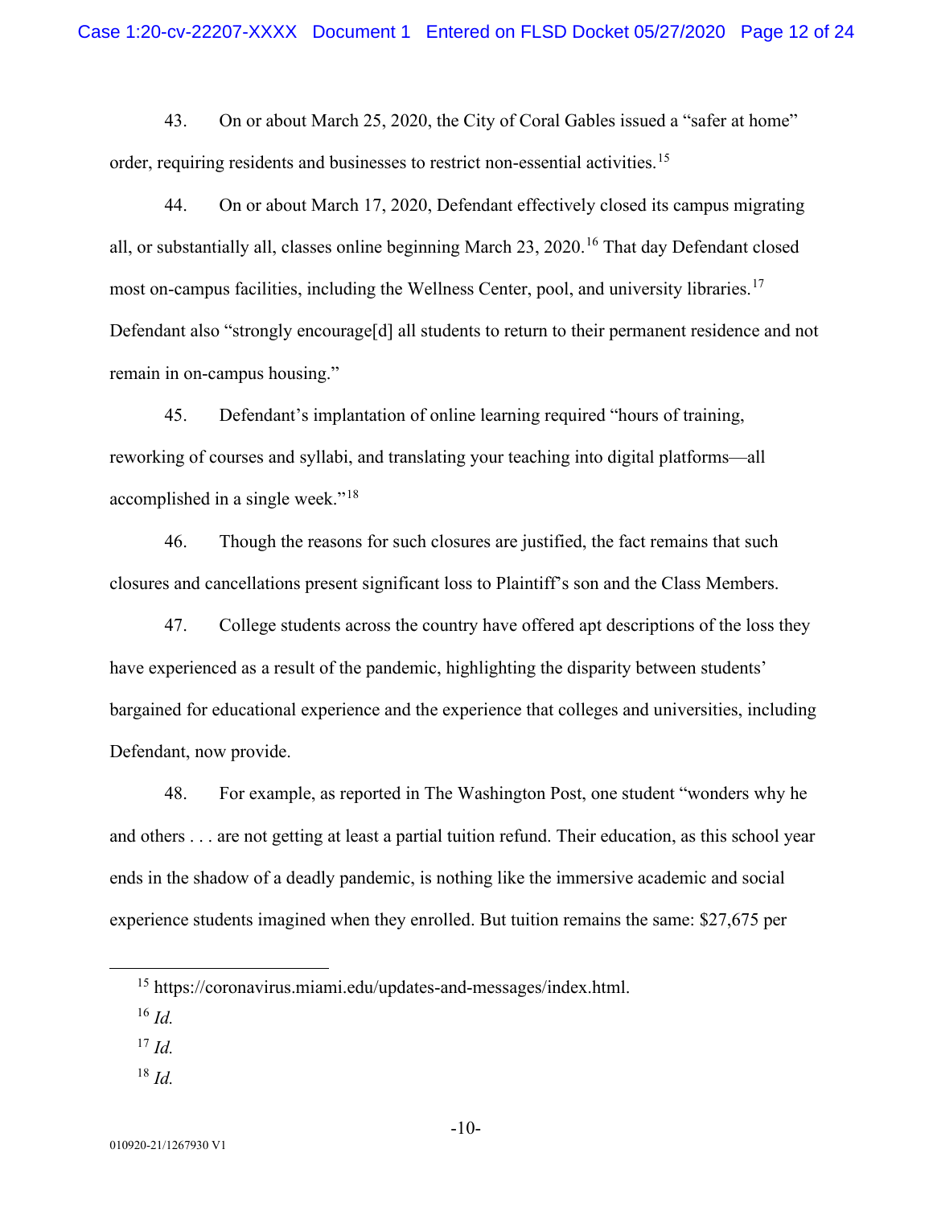43. On or about March 25, 2020, the City of Coral Gables issued a "safer at home" order, requiring residents and businesses to restrict non-essential activities.[15]

44. On or about March 17, 2020, Defendant effectively closed its campus migrating all, or substantially all, classes online beginning March 23, 2020.[16] That day Defendant closed most on-campus facilities, including the Wellness Center, pool, and university libraries.[17] Defendant also "strongly encourage[d] all students to return to their permanent residence and not remain in on-campus housing."

45. Defendant's implantation of online learning required "hours of training, reworking of courses and syllabi, and translating your teaching into digital platforms—all accomplished in a single week."[18]

46. Though the reasons for such closures are justified, the fact remains that such closures and cancellations present significant loss to Plaintiff's son and the Class Members.

47. College students across the country have offered apt descriptions of the loss they have experienced as a result of the pandemic, highlighting the disparity between students' bargained for educational experience and the experience that colleges and universities, including Defendant, now provide.

48. For example, as reported in The Washington Post, one student "wonders why he and others . . . are not getting at least a partial tuition refund. Their education, as this school year ends in the shadow of a deadly pandemic, is nothing like the immersive academic and social experience students imagined when they enrolled. But tuition remains the same: $27,675 per

---

[15] https://coronavirus.miami.edu/updates-and-messages/index.html.

[16] *Id.*

[17] *Id.*

[18] *Id.*

010920-21/1267930 V1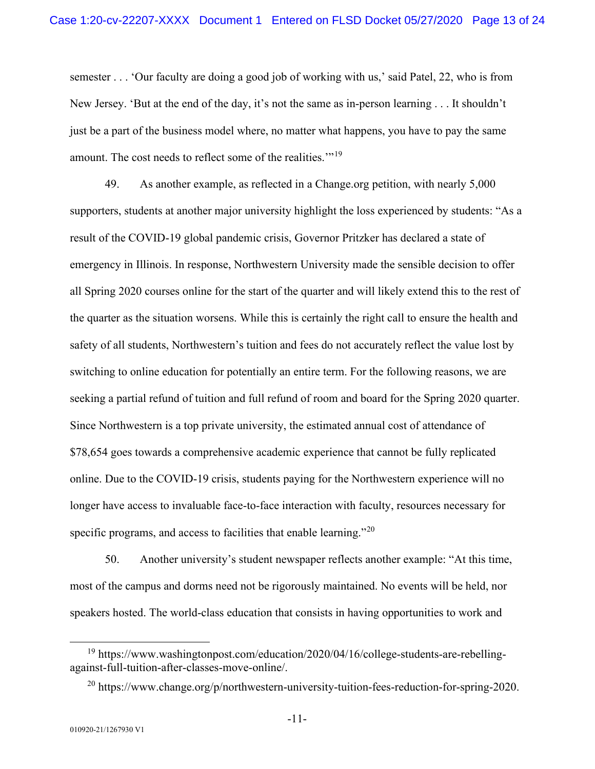semester . . . 'Our faculty are doing a good job of working with us,' said Patel, 22, who is from New Jersey. 'But at the end of the day, it's not the same as in-person learning . . . It shouldn't just be a part of the business model where, no matter what happens, you have to pay the same amount. The cost needs to reflect some of the realities.'"[19]

49. As another example, as reflected in a Change.org petition, with nearly 5,000 supporters, students at another major university highlight the loss experienced by students: "As a result of the COVID-19 global pandemic crisis, Governor Pritzker has declared a state of emergency in Illinois. In response, Northwestern University made the sensible decision to offer all Spring 2020 courses online for the start of the quarter and will likely extend this to the rest of the quarter as the situation worsens. While this is certainly the right call to ensure the health and safety of all students, Northwestern's tuition and fees do not accurately reflect the value lost by switching to online education for potentially an entire term. For the following reasons, we are seeking a partial refund of tuition and full refund of room and board for the Spring 2020 quarter. Since Northwestern is a top private university, the estimated annual cost of attendance of $78,654 goes towards a comprehensive academic experience that cannot be fully replicated online. Due to the COVID-19 crisis, students paying for the Northwestern experience will no longer have access to invaluable face-to-face interaction with faculty, resources necessary for specific programs, and access to facilities that enable learning."[20]

50. Another university's student newspaper reflects another example: "At this time, most of the campus and dorms need not be rigorously maintained. No events will be held, nor speakers hosted. The world-class education that consists in having opportunities to work and

---

[19] https://www.washingtonpost.com/education/2020/04/16/college-students-are-rebelling-against-full-tuition-after-classes-move-online/.

[20] https://www.change.org/p/northwestern-university-tuition-fees-reduction-for-spring-2020.

010920-21/1267930 V1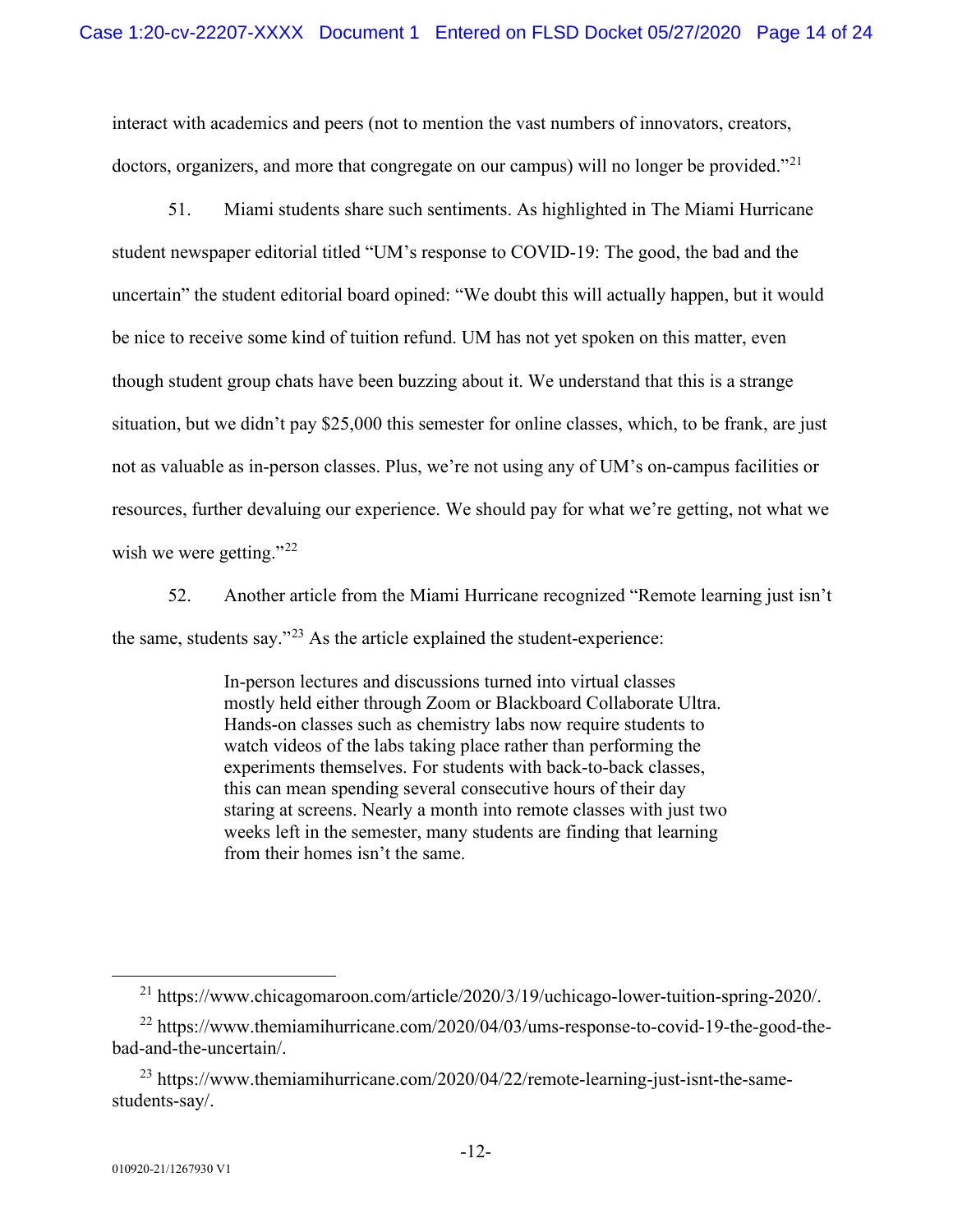interact with academics and peers (not to mention the vast numbers of innovators, creators, doctors, organizers, and more that congregate on our campus) will no longer be provided."[21]

51. Miami students share such sentiments. As highlighted in The Miami Hurricane student newspaper editorial titled "UM's response to COVID-19: The good, the bad and the uncertain" the student editorial board opined: "We doubt this will actually happen, but it would be nice to receive some kind of tuition refund. UM has not yet spoken on this matter, even though student group chats have been buzzing about it. We understand that this is a strange situation, but we didn't pay $25,000 this semester for online classes, which, to be frank, are just not as valuable as in-person classes. Plus, we're not using any of UM's on-campus facilities or resources, further devaluing our experience. We should pay for what we're getting, not what we wish we were getting."[22]

52. Another article from the Miami Hurricane recognized "Remote learning just isn't the same, students say."[23] As the article explained the student-experience:

> In-person lectures and discussions turned into virtual classes mostly held either through Zoom or Blackboard Collaborate Ultra. Hands-on classes such as chemistry labs now require students to watch videos of the labs taking place rather than performing the experiments themselves. For students with back-to-back classes, this can mean spending several consecutive hours of their day staring at screens. Nearly a month into remote classes with just two weeks left in the semester, many students are finding that learning from their homes isn't the same.

---

[21] https://www.chicagomaroon.com/article/2020/3/19/uchicago-lower-tuition-spring-2020/.

[22] https://www.themiamihurricane.com/2020/04/03/ums-response-to-covid-19-the-good-the-bad-and-the-uncertain/.

[23] https://www.themiamihurricane.com/2020/04/22/remote-learning-just-isnt-the-same-students-say/.

010920-21/1267930 V1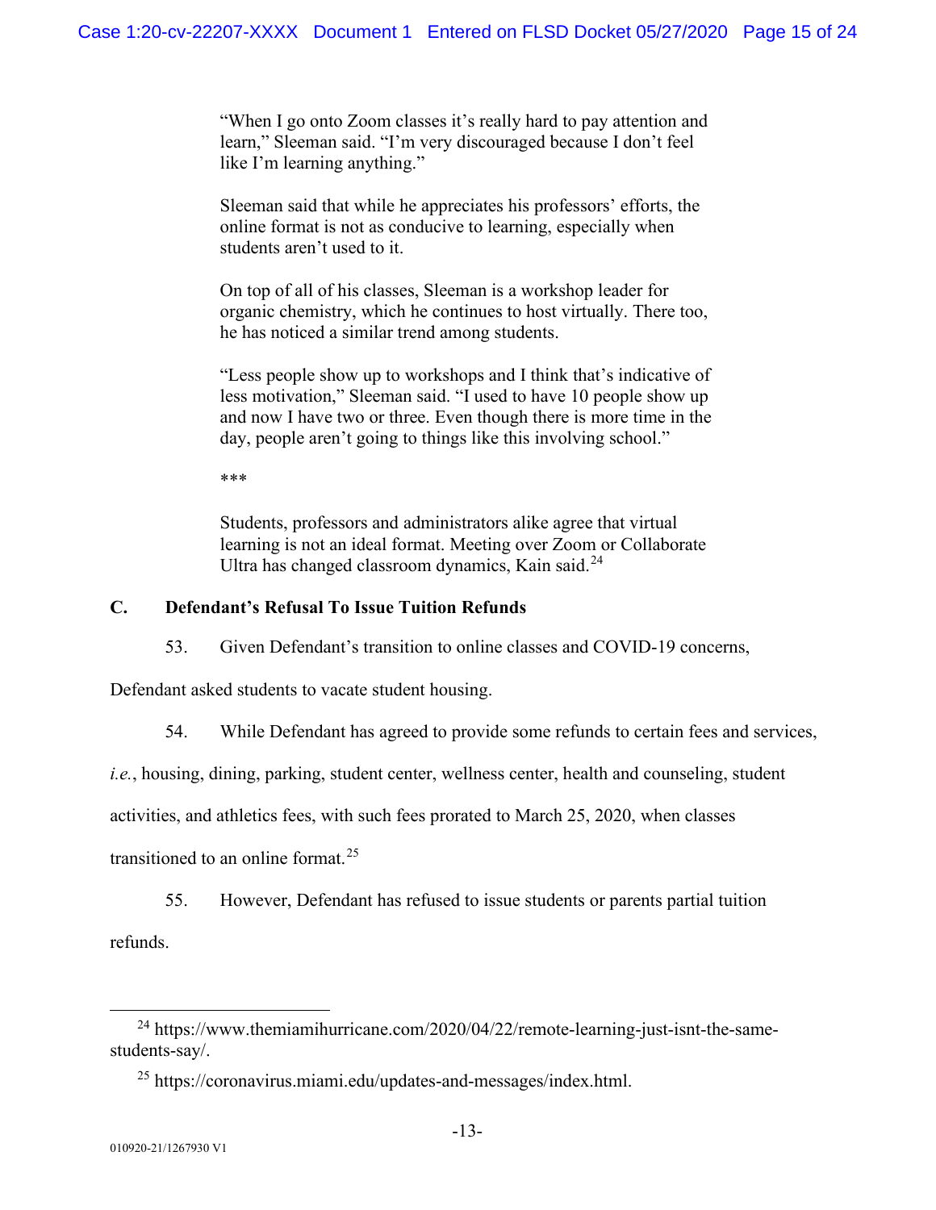> "When I go onto Zoom classes it's really hard to pay attention and learn," Sleeman said. "I'm very discouraged because I don't feel like I'm learning anything."
>
> Sleeman said that while he appreciates his professors' efforts, the online format is not as conducive to learning, especially when students aren't used to it.
>
> On top of all of his classes, Sleeman is a workshop leader for organic chemistry, which he continues to host virtually. There too, he has noticed a similar trend among students.
>
> "Less people show up to workshops and I think that's indicative of less motivation," Sleeman said. "I used to have 10 people show up and now I have two or three. Even though there is more time in the day, people aren't going to things like this involving school."
>
> \*\*\*
>
> Students, professors and administrators alike agree that virtual learning is not an ideal format. Meeting over Zoom or Collaborate Ultra has changed classroom dynamics, Kain said.[24]

### C. Defendant's Refusal To Issue Tuition Refunds

53. Given Defendant's transition to online classes and COVID-19 concerns, Defendant asked students to vacate student housing.

54. While Defendant has agreed to provide some refunds to certain fees and services, *i.e.*, housing, dining, parking, student center, wellness center, health and counseling, student activities, and athletics fees, with such fees prorated to March 25, 2020, when classes transitioned to an online format.[25]

55. However, Defendant has refused to issue students or parents partial tuition refunds.

---

[24] https://www.themiamihurricane.com/2020/04/22/remote-learning-just-isnt-the-same-students-say/.

[25] https://coronavirus.miami.edu/updates-and-messages/index.html.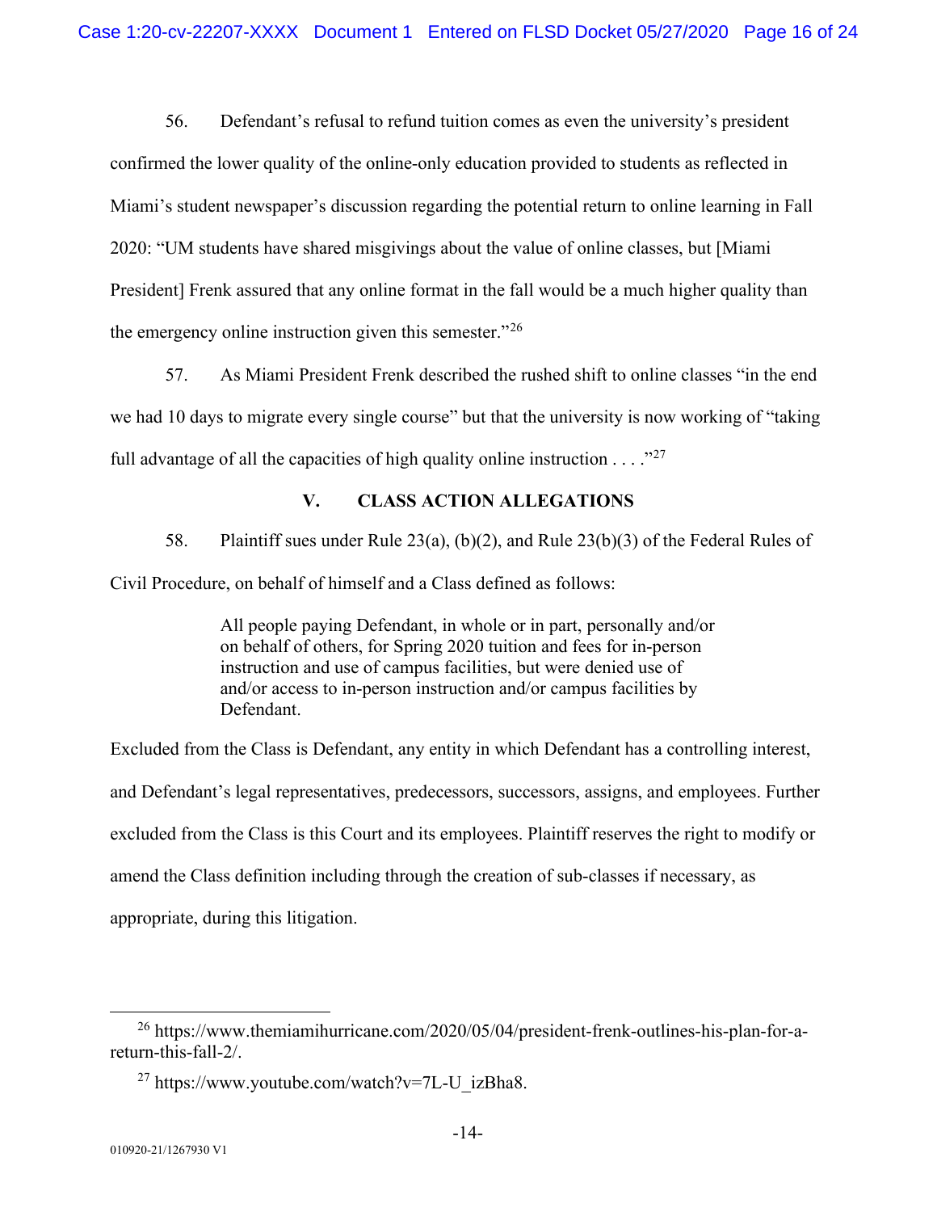56. Defendant's refusal to refund tuition comes as even the university's president confirmed the lower quality of the online-only education provided to students as reflected in Miami's student newspaper's discussion regarding the potential return to online learning in Fall 2020: "UM students have shared misgivings about the value of online classes, but [Miami President] Frenk assured that any online format in the fall would be a much higher quality than the emergency online instruction given this semester."[26]

57. As Miami President Frenk described the rushed shift to online classes "in the end we had 10 days to migrate every single course" but that the university is now working of "taking full advantage of all the capacities of high quality online instruction . . . ."[27]

## V. CLASS ACTION ALLEGATIONS

58. Plaintiff sues under Rule 23(a), (b)(2), and Rule 23(b)(3) of the Federal Rules of Civil Procedure, on behalf of himself and a Class defined as follows:

> All people paying Defendant, in whole or in part, personally and/or on behalf of others, for Spring 2020 tuition and fees for in-person instruction and use of campus facilities, but were denied use of and/or access to in-person instruction and/or campus facilities by Defendant.

Excluded from the Class is Defendant, any entity in which Defendant has a controlling interest, and Defendant's legal representatives, predecessors, successors, assigns, and employees. Further excluded from the Class is this Court and its employees. Plaintiff reserves the right to modify or amend the Class definition including through the creation of sub-classes if necessary, as appropriate, during this litigation.

---

[26] https://www.themiamihurricane.com/2020/05/04/president-frenk-outlines-his-plan-for-a-return-this-fall-2/.

[27] https://www.youtube.com/watch?v=7L-U_izBha8.

010920-21/1267930 V1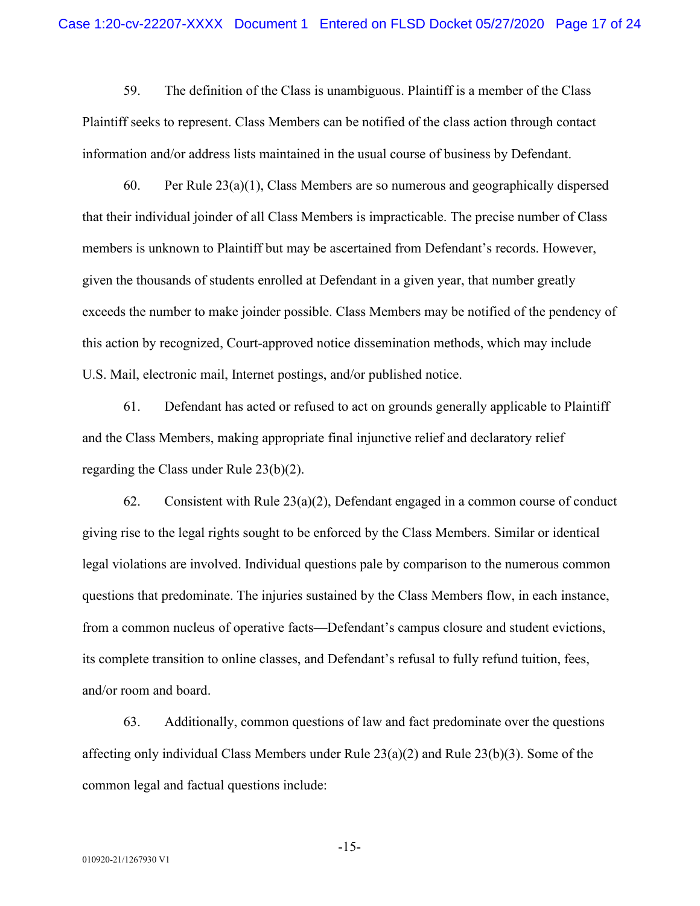59. The definition of the Class is unambiguous. Plaintiff is a member of the Class Plaintiff seeks to represent. Class Members can be notified of the class action through contact information and/or address lists maintained in the usual course of business by Defendant.

60. Per Rule 23(a)(1), Class Members are so numerous and geographically dispersed that their individual joinder of all Class Members is impracticable. The precise number of Class members is unknown to Plaintiff but may be ascertained from Defendant's records. However, given the thousands of students enrolled at Defendant in a given year, that number greatly exceeds the number to make joinder possible. Class Members may be notified of the pendency of this action by recognized, Court-approved notice dissemination methods, which may include U.S. Mail, electronic mail, Internet postings, and/or published notice.

61. Defendant has acted or refused to act on grounds generally applicable to Plaintiff and the Class Members, making appropriate final injunctive relief and declaratory relief regarding the Class under Rule 23(b)(2).

62. Consistent with Rule 23(a)(2), Defendant engaged in a common course of conduct giving rise to the legal rights sought to be enforced by the Class Members. Similar or identical legal violations are involved. Individual questions pale by comparison to the numerous common questions that predominate. The injuries sustained by the Class Members flow, in each instance, from a common nucleus of operative facts—Defendant's campus closure and student evictions, its complete transition to online classes, and Defendant's refusal to fully refund tuition, fees, and/or room and board.

63. Additionally, common questions of law and fact predominate over the questions affecting only individual Class Members under Rule 23(a)(2) and Rule 23(b)(3). Some of the common legal and factual questions include: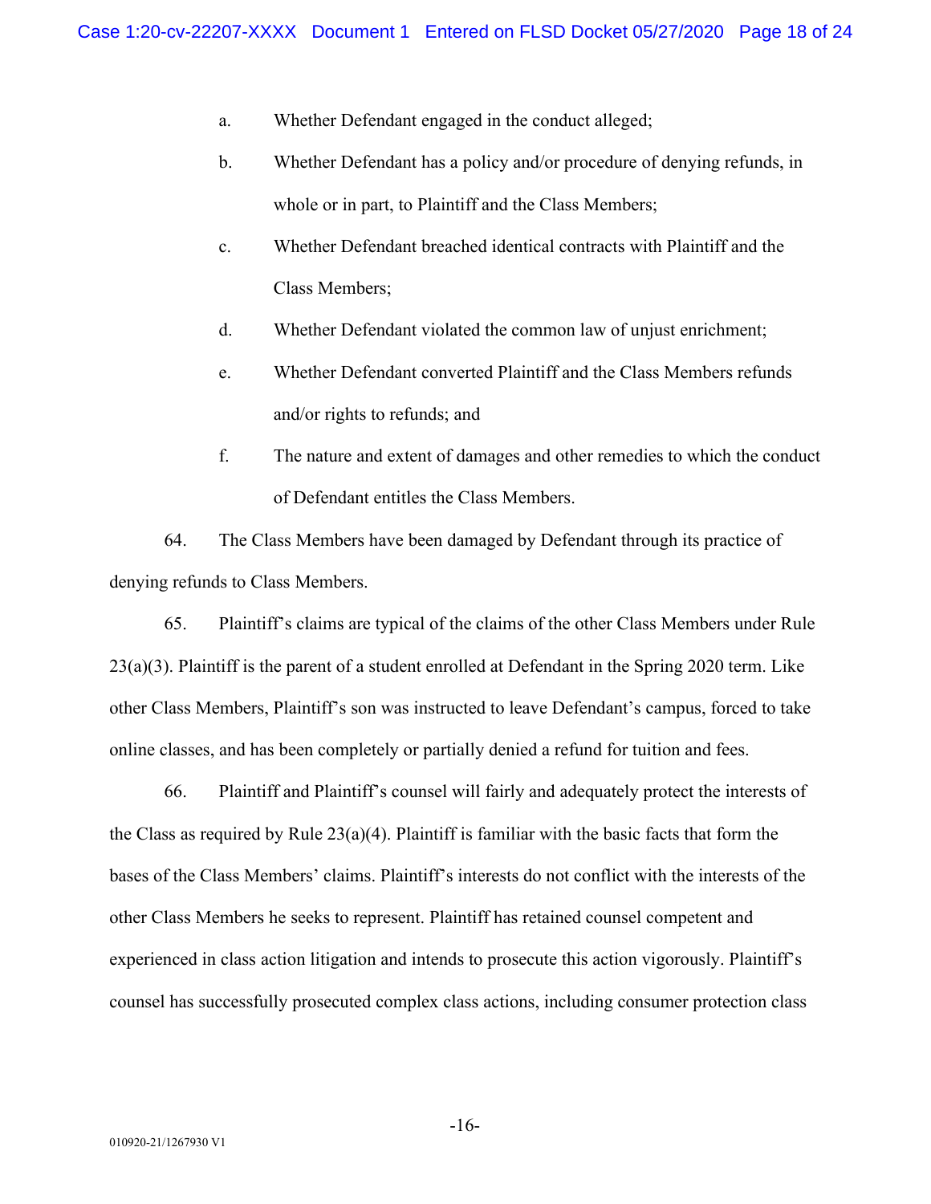a. Whether Defendant engaged in the conduct alleged;

b. Whether Defendant has a policy and/or procedure of denying refunds, in whole or in part, to Plaintiff and the Class Members;

c. Whether Defendant breached identical contracts with Plaintiff and the Class Members;

d. Whether Defendant violated the common law of unjust enrichment;

e. Whether Defendant converted Plaintiff and the Class Members refunds and/or rights to refunds; and

f. The nature and extent of damages and other remedies to which the conduct of Defendant entitles the Class Members.

64. The Class Members have been damaged by Defendant through its practice of denying refunds to Class Members.

65. Plaintiff's claims are typical of the claims of the other Class Members under Rule 23(a)(3). Plaintiff is the parent of a student enrolled at Defendant in the Spring 2020 term. Like other Class Members, Plaintiff's son was instructed to leave Defendant's campus, forced to take online classes, and has been completely or partially denied a refund for tuition and fees.

66. Plaintiff and Plaintiff's counsel will fairly and adequately protect the interests of the Class as required by Rule 23(a)(4). Plaintiff is familiar with the basic facts that form the bases of the Class Members' claims. Plaintiff's interests do not conflict with the interests of the other Class Members he seeks to represent. Plaintiff has retained counsel competent and experienced in class action litigation and intends to prosecute this action vigorously. Plaintiff's counsel has successfully prosecuted complex class actions, including consumer protection class

010920-21/1267930 V1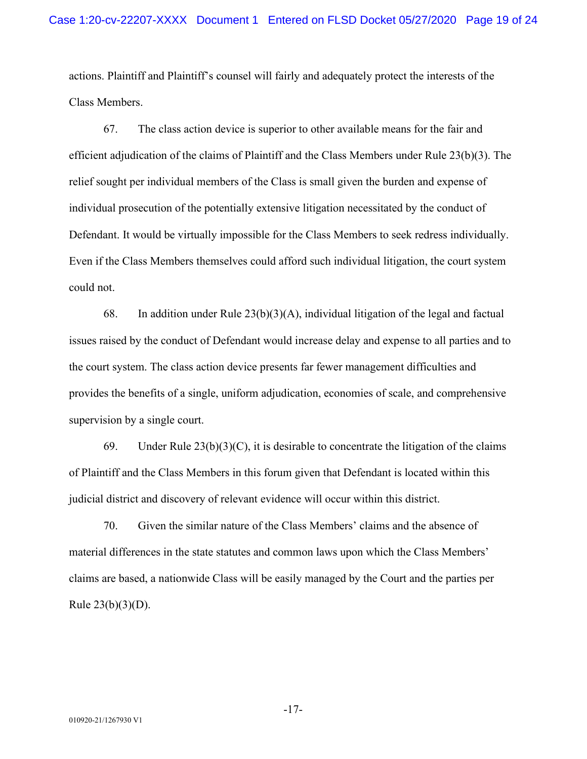actions. Plaintiff and Plaintiff's counsel will fairly and adequately protect the interests of the Class Members.

67. The class action device is superior to other available means for the fair and efficient adjudication of the claims of Plaintiff and the Class Members under Rule 23(b)(3). The relief sought per individual members of the Class is small given the burden and expense of individual prosecution of the potentially extensive litigation necessitated by the conduct of Defendant. It would be virtually impossible for the Class Members to seek redress individually. Even if the Class Members themselves could afford such individual litigation, the court system could not.

68. In addition under Rule 23(b)(3)(A), individual litigation of the legal and factual issues raised by the conduct of Defendant would increase delay and expense to all parties and to the court system. The class action device presents far fewer management difficulties and provides the benefits of a single, uniform adjudication, economies of scale, and comprehensive supervision by a single court.

69. Under Rule 23(b)(3)(C), it is desirable to concentrate the litigation of the claims of Plaintiff and the Class Members in this forum given that Defendant is located within this judicial district and discovery of relevant evidence will occur within this district.

70. Given the similar nature of the Class Members' claims and the absence of material differences in the state statutes and common laws upon which the Class Members' claims are based, a nationwide Class will be easily managed by the Court and the parties per Rule 23(b)(3)(D).

010920-21/1267930 V1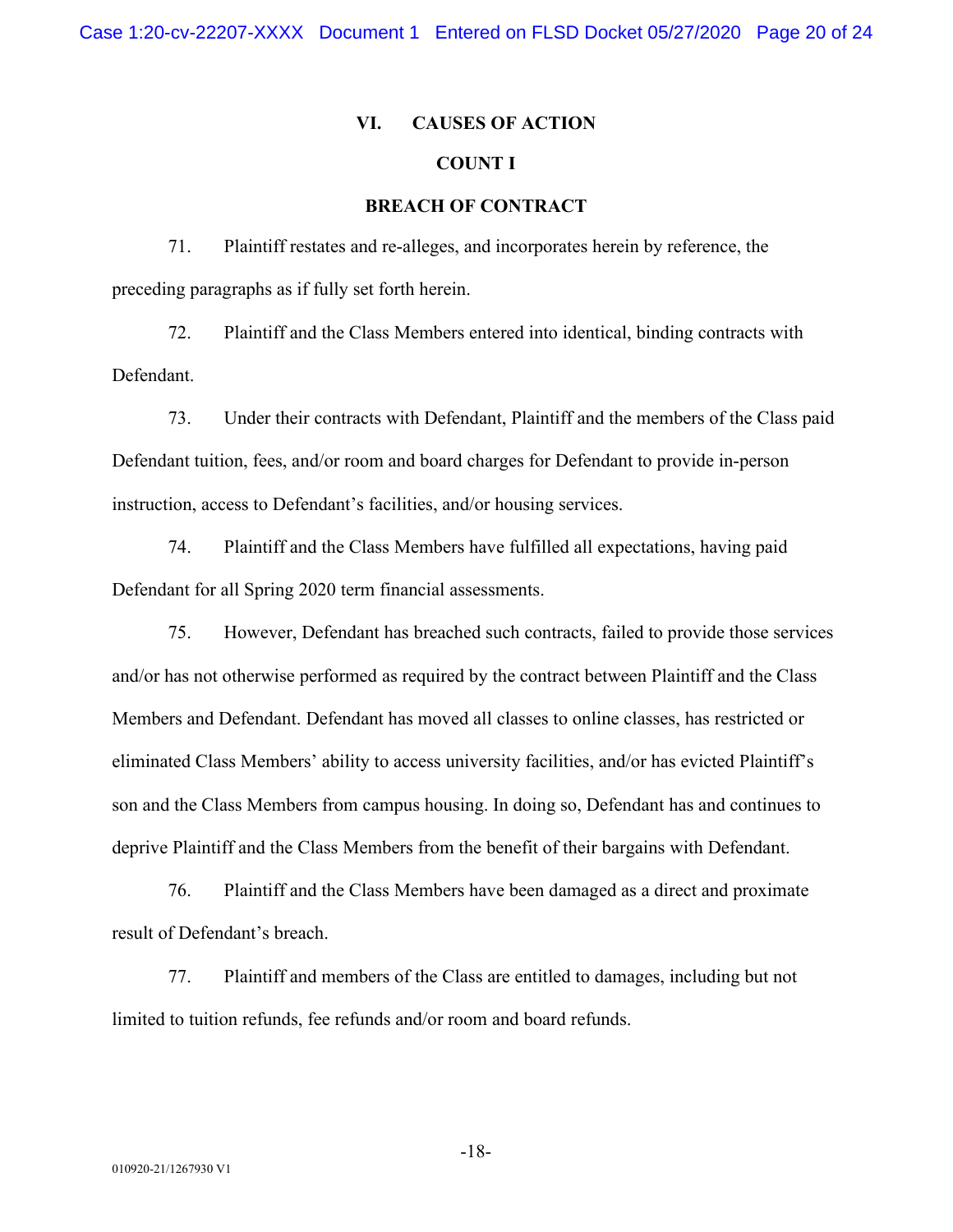## VI. CAUSES OF ACTION

### COUNT I

### BREACH OF CONTRACT

71. Plaintiff restates and re-alleges, and incorporates herein by reference, the preceding paragraphs as if fully set forth herein.

72. Plaintiff and the Class Members entered into identical, binding contracts with Defendant.

73. Under their contracts with Defendant, Plaintiff and the members of the Class paid Defendant tuition, fees, and/or room and board charges for Defendant to provide in-person instruction, access to Defendant's facilities, and/or housing services.

74. Plaintiff and the Class Members have fulfilled all expectations, having paid Defendant for all Spring 2020 term financial assessments.

75. However, Defendant has breached such contracts, failed to provide those services and/or has not otherwise performed as required by the contract between Plaintiff and the Class Members and Defendant. Defendant has moved all classes to online classes, has restricted or eliminated Class Members' ability to access university facilities, and/or has evicted Plaintiff's son and the Class Members from campus housing. In doing so, Defendant has and continues to deprive Plaintiff and the Class Members from the benefit of their bargains with Defendant.

76. Plaintiff and the Class Members have been damaged as a direct and proximate result of Defendant's breach.

77. Plaintiff and members of the Class are entitled to damages, including but not limited to tuition refunds, fee refunds and/or room and board refunds.

010920-21/1267930 V1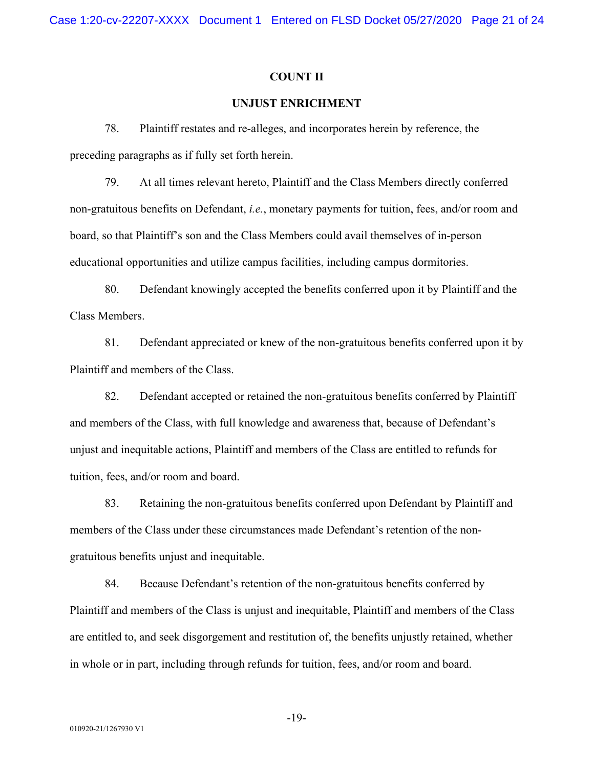**COUNT II**

**UNJUST ENRICHMENT**

78. Plaintiff restates and re-alleges, and incorporates herein by reference, the preceding paragraphs as if fully set forth herein.

79. At all times relevant hereto, Plaintiff and the Class Members directly conferred non-gratuitous benefits on Defendant, *i.e.*, monetary payments for tuition, fees, and/or room and board, so that Plaintiff's son and the Class Members could avail themselves of in-person educational opportunities and utilize campus facilities, including campus dormitories.

80. Defendant knowingly accepted the benefits conferred upon it by Plaintiff and the Class Members.

81. Defendant appreciated or knew of the non-gratuitous benefits conferred upon it by Plaintiff and members of the Class.

82. Defendant accepted or retained the non-gratuitous benefits conferred by Plaintiff and members of the Class, with full knowledge and awareness that, because of Defendant's unjust and inequitable actions, Plaintiff and members of the Class are entitled to refunds for tuition, fees, and/or room and board.

83. Retaining the non-gratuitous benefits conferred upon Defendant by Plaintiff and members of the Class under these circumstances made Defendant's retention of the non-gratuitous benefits unjust and inequitable.

84. Because Defendant's retention of the non-gratuitous benefits conferred by Plaintiff and members of the Class is unjust and inequitable, Plaintiff and members of the Class are entitled to, and seek disgorgement and restitution of, the benefits unjustly retained, whether in whole or in part, including through refunds for tuition, fees, and/or room and board.

010920-21/1267930 V1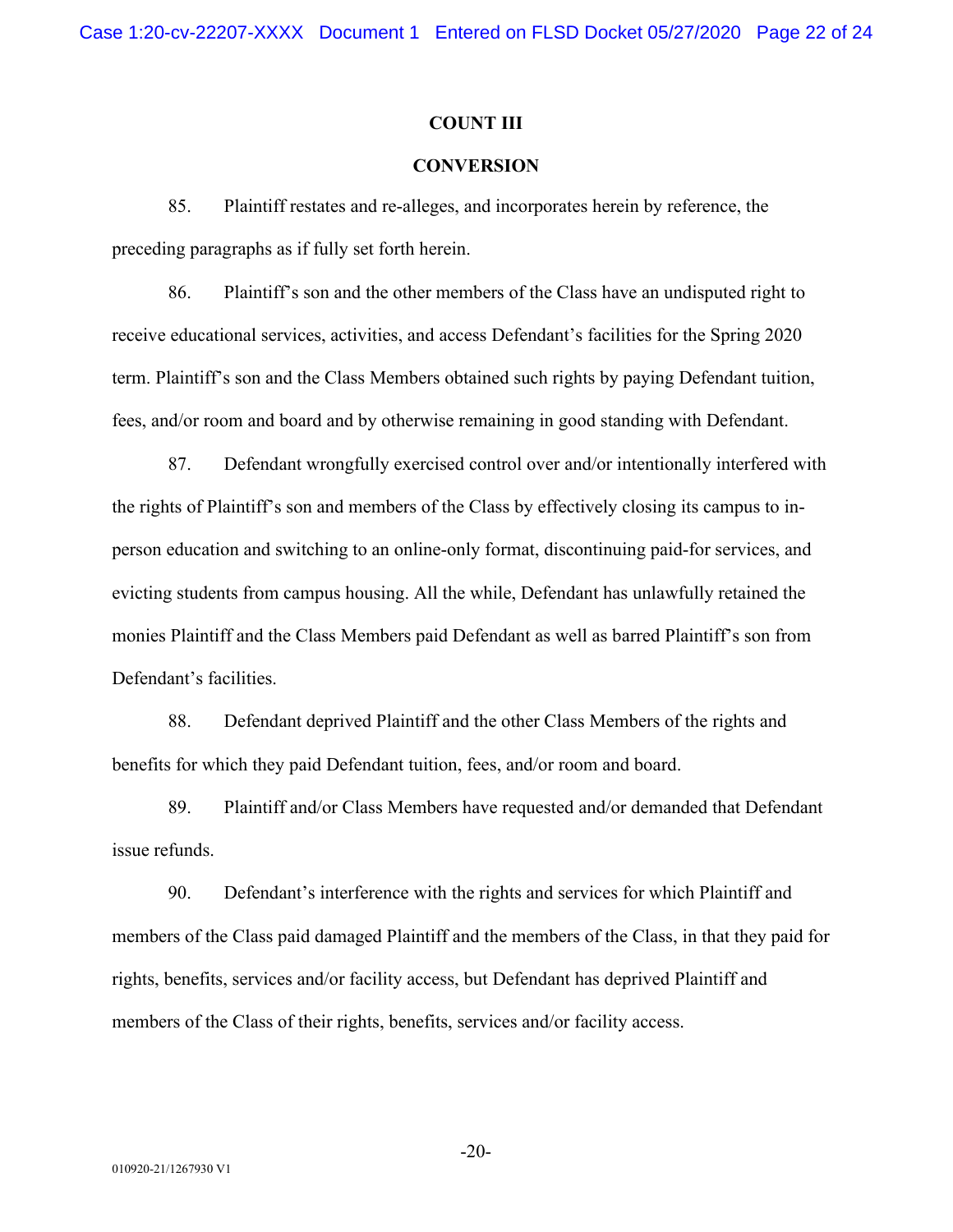## COUNT III

## CONVERSION

85. Plaintiff restates and re-alleges, and incorporates herein by reference, the preceding paragraphs as if fully set forth herein.

86. Plaintiff's son and the other members of the Class have an undisputed right to receive educational services, activities, and access Defendant's facilities for the Spring 2020 term. Plaintiff's son and the Class Members obtained such rights by paying Defendant tuition, fees, and/or room and board and by otherwise remaining in good standing with Defendant.

87. Defendant wrongfully exercised control over and/or intentionally interfered with the rights of Plaintiff's son and members of the Class by effectively closing its campus to in-person education and switching to an online-only format, discontinuing paid-for services, and evicting students from campus housing. All the while, Defendant has unlawfully retained the monies Plaintiff and the Class Members paid Defendant as well as barred Plaintiff's son from Defendant's facilities.

88. Defendant deprived Plaintiff and the other Class Members of the rights and benefits for which they paid Defendant tuition, fees, and/or room and board.

89. Plaintiff and/or Class Members have requested and/or demanded that Defendant issue refunds.

90. Defendant's interference with the rights and services for which Plaintiff and members of the Class paid damaged Plaintiff and the members of the Class, in that they paid for rights, benefits, services and/or facility access, but Defendant has deprived Plaintiff and members of the Class of their rights, benefits, services and/or facility access.

010920-21/1267930 V1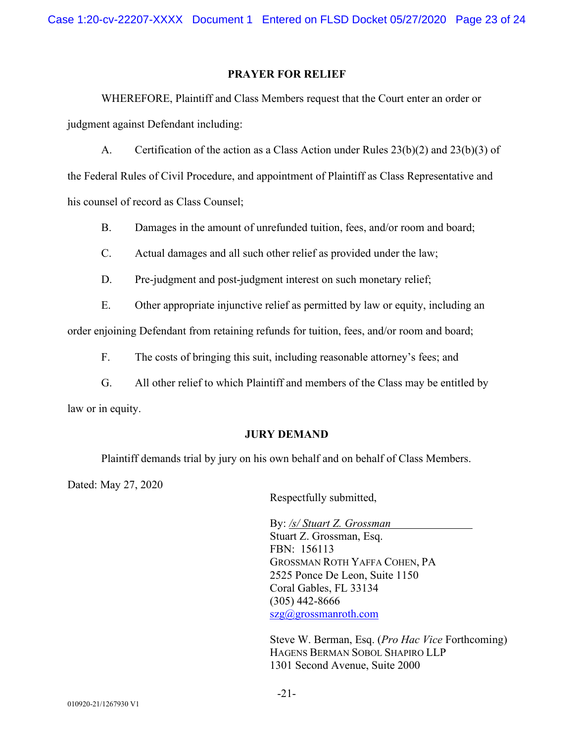## PRAYER FOR RELIEF

WHEREFORE, Plaintiff and Class Members request that the Court enter an order or judgment against Defendant including:

A. Certification of the action as a Class Action under Rules 23(b)(2) and 23(b)(3) of the Federal Rules of Civil Procedure, and appointment of Plaintiff as Class Representative and his counsel of record as Class Counsel;

B. Damages in the amount of unrefunded tuition, fees, and/or room and board;

C. Actual damages and all such other relief as provided under the law;

D. Pre-judgment and post-judgment interest on such monetary relief;

E. Other appropriate injunctive relief as permitted by law or equity, including an order enjoining Defendant from retaining refunds for tuition, fees, and/or room and board;

F. The costs of bringing this suit, including reasonable attorney's fees; and

G. All other relief to which Plaintiff and members of the Class may be entitled by law or in equity.

## JURY DEMAND

Plaintiff demands trial by jury on his own behalf and on behalf of Class Members.

Dated: May 27, 2020

Respectfully submitted,

By: */s/ Stuart Z. Grossman*
Stuart Z. Grossman, Esq.
FBN: 156113
GROSSMAN ROTH YAFFA COHEN, PA
2525 Ponce De Leon, Suite 1150
Coral Gables, FL 33134
(305) 442-8666
szg@grossmanroth.com

Steve W. Berman, Esq. (*Pro Hac Vice* Forthcoming)
HAGENS BERMAN SOBOL SHAPIRO LLP
1301 Second Avenue, Suite 2000

010920-21/1267930 V1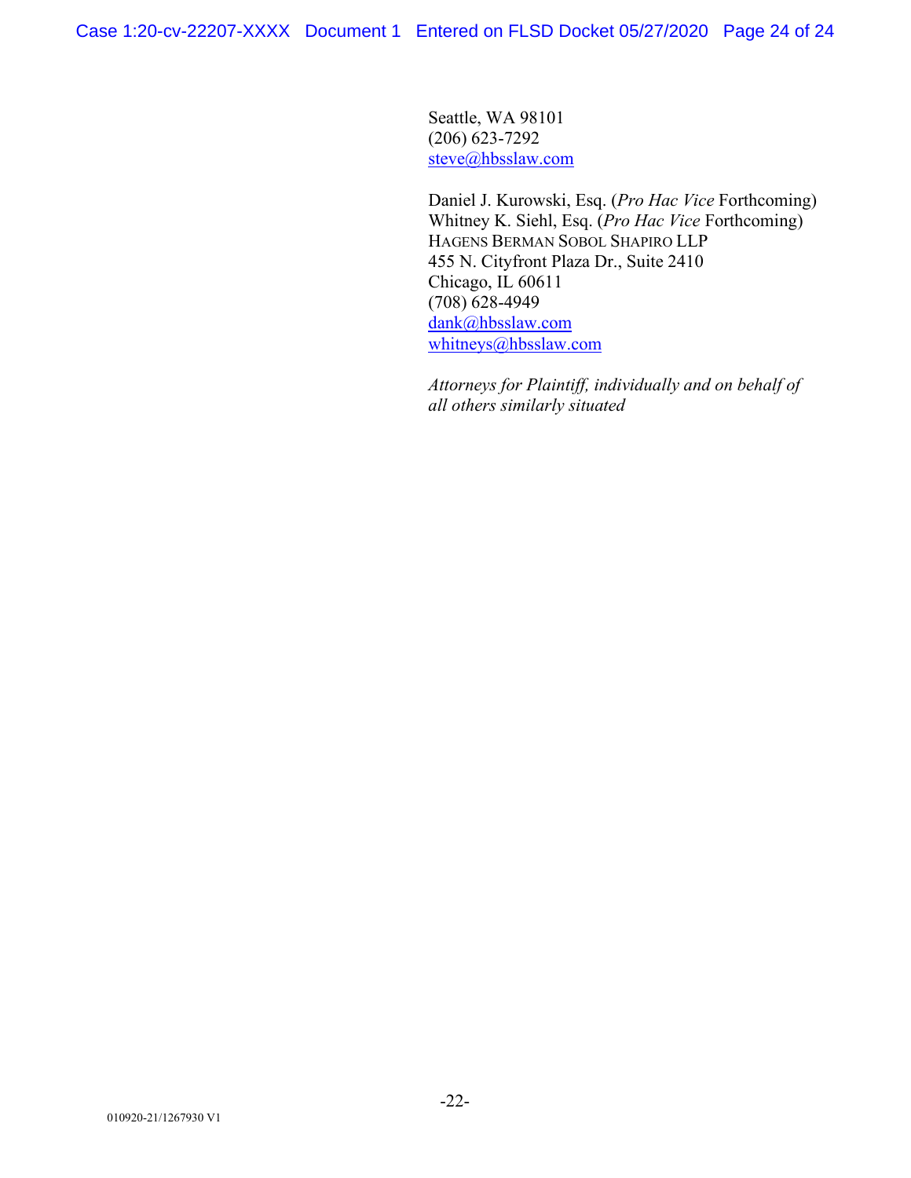Seattle, WA 98101
(206) 623-7292
steve@hbsslaw.com

Daniel J. Kurowski, Esq. (*Pro Hac Vice* Forthcoming)
Whitney K. Siehl, Esq. (*Pro Hac Vice* Forthcoming)
HAGENS BERMAN SOBOL SHAPIRO LLP
455 N. Cityfront Plaza Dr., Suite 2410
Chicago, IL 60611
(708) 628-4949
dank@hbsslaw.com
whitneys@hbsslaw.com

*Attorneys for Plaintiff, individually and on behalf of all others similarly situated*

010920-21/1267930 V1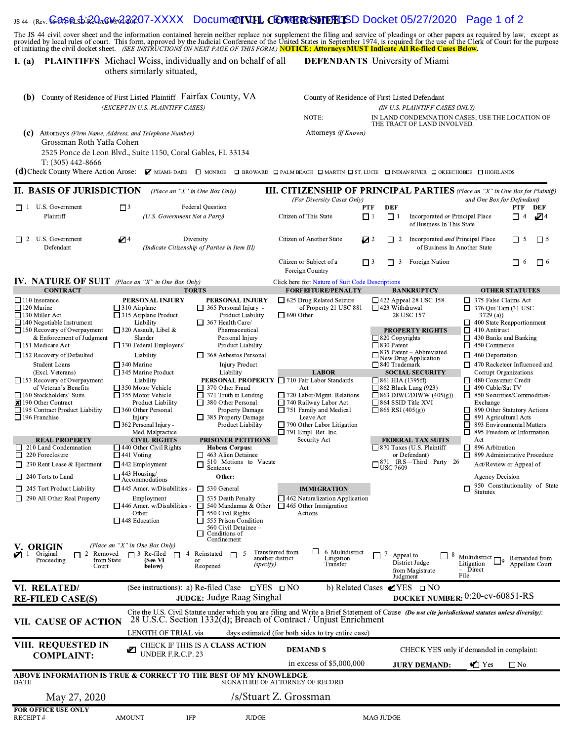JS 44 (Rev. 06/17) FLSD Revised 06/01/2017

# CIVIL COVER SHEET

The JS 44 civil cover sheet and the information contained herein neither replace nor supplement the filing and service of pleadings or other papers as required by law, except as provided by local rules of court. This form, approved by the Judicial Conference of the United States in September 1974, is required for the use of the Clerk of Court for the purpose of initiating the civil docket sheet. *(SEE INSTRUCTIONS ON NEXT PAGE OF THIS FORM.)* **NOTICE: Attorneys MUST Indicate All Re-filed Cases Below.**

**I. (a) PLAINTIFFS** Michael Weiss, individually and on behalf of all others similarly situated,

**DEFENDANTS** University of Miami

**(b)** County of Residence of First Listed Plaintiff Fairfax County, VA
*(EXCEPT IN U.S. PLAINTIFF CASES)*

County of Residence of First Listed Defendant
*(IN U.S. PLAINTIFF CASES ONLY)*
NOTE: IN LAND CONDEMNATION CASES, USE THE LOCATION OF THE TRACT OF LAND INVOLVED.

**(c)** Attorneys *(Firm Name, Address, and Telephone Number)*
Grossman Roth Yaffa Cohen
2525 Ponce de Leon Blvd., Suite 1150, Coral Gables, FL 33134
T: (305) 442-8666

Attorneys *(If Known)*

**(d)** Check County Where Action Arose: ☑ MIAMI-DADE ☐ MONROE ☐ BROWARD ☐ PALM BEACH ☐ MARTIN ☐ ST. LUCIE ☐ INDIAN RIVER ☐ OKEECHOBEE ☐ HIGHLANDS

## II. BASIS OF JURISDICTION *(Place an "X" in One Box Only)*

- ☐ 1 U.S. Government Plaintiff
- ☐ 3 Federal Question *(U.S. Government Not a Party)*
- ☐ 2 U.S. Government Defendant
- ☑ 4 Diversity *(Indicate Citizenship of Parties in Item III)*

## III. CITIZENSHIP OF PRINCIPAL PARTIES *(Place an "X" in One Box for Plaintiff and One Box for Defendant)* *(For Diversity Cases Only)*

| | PTF | DEF | | PTF | DEF |
|---|---|---|---|---|---|
| Citizen of This State | ☐ 1 | ☐ 1 | Incorporated *or* Principal Place of Business In This State | ☐ 4 | ☑ 4 |
| Citizen of Another State | ☑ 2 | ☐ 2 | Incorporated *and* Principal Place of Business In Another State | ☐ 5 | ☐ 5 |
| Citizen or Subject of a Foreign Country | ☐ 3 | ☐ 3 | Foreign Nation | ☐ 6 | ☐ 6 |

## IV. NATURE OF SUIT *(Place an "X" in One Box Only)*

Click here for: Nature of Suit Code Descriptions

**CONTRACT**
- ☐ 110 Insurance
- ☐ 120 Marine
- ☐ 130 Miller Act
- ☐ 140 Negotiable Instrument
- ☐ 150 Recovery of Overpayment & Enforcement of Judgment
- ☐ 151 Medicare Act
- ☐ 152 Recovery of Defaulted Student Loans (Excl. Veterans)
- ☐ 153 Recovery of Overpayment of Veteran's Benefits
- ☐ 160 Stockholders' Suits
- ☒ 190 Other Contract
- ☐ 195 Contract Product Liability
- ☐ 196 Franchise

**REAL PROPERTY**
- ☐ 210 Land Condemnation
- ☐ 220 Foreclosure
- ☐ 230 Rent Lease & Ejectment
- ☐ 240 Torts to Land
- ☐ 245 Tort Product Liability
- ☐ 290 All Other Real Property

**TORTS**

PERSONAL INJURY
- ☐ 310 Airplane
- ☐ 315 Airplane Product Liability
- ☐ 320 Assault, Libel & Slander
- ☐ 330 Federal Employers' Liability
- ☐ 340 Marine
- ☐ 345 Marine Product Liability
- ☐ 350 Motor Vehicle
- ☐ 355 Motor Vehicle Product Liability
- ☐ 360 Other Personal Injury
- ☐ 362 Personal Injury - Med. Malpractice

PERSONAL INJURY
- ☐ 365 Personal Injury - Product Liability
- ☐ 367 Health Care/ Pharmaceutical Personal Injury Product Liability
- ☐ 368 Asbestos Personal Injury Product Liability

PERSONAL PROPERTY
- ☐ 370 Other Fraud
- ☐ 371 Truth in Lending
- ☐ 380 Other Personal Property Damage
- ☐ 385 Property Damage Product Liability

**CIVIL RIGHTS**
- ☐ 440 Other Civil Rights
- ☐ 441 Voting
- ☐ 442 Employment
- ☐ 443 Housing/ Accommodations
- ☐ 445 Amer. w/Disabilities - Employment
- ☐ 446 Amer. w/Disabilities - Other
- ☐ 448 Education

**PRISONER PETITIONS**

Habeas Corpus:
- ☐ 463 Alien Detainee
- ☐ 510 Motions to Vacate Sentence

Other:
- ☐ 530 General
- ☐ 535 Death Penalty
- ☐ 540 Mandamus & Other
- ☐ 550 Civil Rights
- ☐ 555 Prison Condition
- ☐ 560 Civil Detainee – Conditions of Confinement

**FORFEITURE/PENALTY**
- ☐ 625 Drug Related Seizure of Property 21 USC 881
- ☐ 690 Other

**LABOR**
- ☐ 710 Fair Labor Standards Act
- ☐ 720 Labor/Mgmt. Relations
- ☐ 740 Railway Labor Act
- ☐ 751 Family and Medical Leave Act
- ☐ 790 Other Labor Litigation
- ☐ 791 Empl. Ret. Inc. Security Act

**IMMIGRATION**
- ☐ 462 Naturalization Application
- ☐ 465 Other Immigration Actions

**BANKRUPTCY**
- ☐ 422 Appeal 28 USC 158
- ☐ 423 Withdrawal 28 USC 157

**PROPERTY RIGHTS**
- ☐ 820 Copyrights
- ☐ 830 Patent
- ☐ 835 Patent – Abbreviated New Drug Application
- ☐ 840 Trademark

**SOCIAL SECURITY**
- ☐ 861 HIA (1395ff)
- ☐ 862 Black Lung (923)
- ☐ 863 DIWC/DIWW (405(g))
- ☐ 864 SSID Title XVI
- ☐ 865 RSI (405(g))

**FEDERAL TAX SUITS**
- ☐ 870 Taxes (U.S. Plaintiff or Defendant)
- ☐ 871 IRS—Third Party 26 USC 7609

**OTHER STATUTES**
- ☐ 375 False Claims Act
- ☐ 376 Qui Tam (31 USC 3729 (a))
- ☐ 400 State Reapportionment
- ☐ 410 Antitrust
- ☐ 430 Banks and Banking
- ☐ 450 Commerce
- ☐ 460 Deportation
- ☐ 470 Racketeer Influenced and Corrupt Organizations
- ☐ 480 Consumer Credit
- ☐ 490 Cable/Sat TV
- ☐ 850 Securities/Commodities/ Exchange
- ☐ 890 Other Statutory Actions
- ☐ 891 Agricultural Acts
- ☐ 893 Environmental Matters
- ☐ 895 Freedom of Information Act
- ☐ 896 Arbitration
- ☐ 899 Administrative Procedure Act/Review or Appeal of Agency Decision
- ☐ 950 Constitutionality of State Statutes

## V. ORIGIN *(Place an "X" in One Box Only)*

☑ 1 Original Proceeding ☐ 2 Removed from State Court ☐ 3 Re-filed (See VI below) ☐ 4 Reinstated or Reopened ☐ 5 Transferred from another district *(specify)* ☐ 6 Multidistrict Litigation Transfer ☐ 7 Appeal to District Judge from Magistrate Judgment ☐ 8 Multidistrict Litigation – Direct File ☐ 9 Remanded from Appellate Court

## VI. RELATED/ RE-FILED CASE(S)

(See instructions): a) Re-filed Case ☐ YES ☐ NO b) Related Cases ☑ YES ☐ NO

**JUDGE:** Judge Raag Singhal **DOCKET NUMBER:** 0:20-cv-60851-RS

## VII. CAUSE OF ACTION

Cite the U.S. Civil Statute under which you are filing and Write a Brief Statement of Cause *(Do not cite jurisdictional statutes unless diversity)*:
28 U.S.C. Section 1332(d); Breach of Contract / Unjust Enrichment

LENGTH OF TRIAL via days estimated (for both sides to try entire case)

## VIII. REQUESTED IN COMPLAINT:

☑ CHECK IF THIS IS A CLASS ACTION UNDER F.R.C.P. 23

**DEMAND $** in excess of $5,000,000

CHECK YES only if demanded in complaint:
**JURY DEMAND:** ☑ Yes ☐ No

**ABOVE INFORMATION IS TRUE & CORRECT TO THE BEST OF MY KNOWLEDGE**

DATE: May 27, 2020

SIGNATURE OF ATTORNEY OF RECORD: /s/Stuart Z. Grossman

**FOR OFFICE USE ONLY**

RECEIPT # AMOUNT IFP JUDGE MAG JUDGE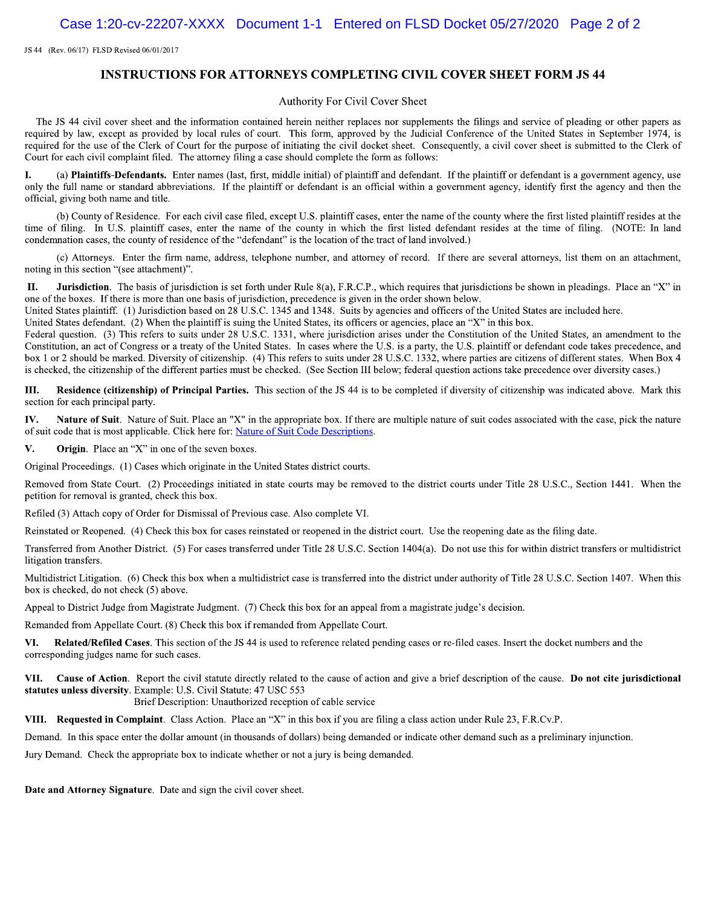JS 44 (Rev. 06/17) FLSD Revised 06/01/2017

## INSTRUCTIONS FOR ATTORNEYS COMPLETING CIVIL COVER SHEET FORM JS 44

Authority For Civil Cover Sheet

The JS 44 civil cover sheet and the information contained herein neither replaces nor supplements the filings and service of pleading or other papers as required by law, except as provided by local rules of court. This form, approved by the Judicial Conference of the United States in September 1974, is required for the use of the Clerk of Court for the purpose of initiating the civil docket sheet. Consequently, a civil cover sheet is submitted to the Clerk of Court for each civil complaint filed. The attorney filing a case should complete the form as follows:

**I.** (a) **Plaintiffs-Defendants.** Enter names (last, first, middle initial) of plaintiff and defendant. If the plaintiff or defendant is a government agency, use only the full name or standard abbreviations. If the plaintiff or defendant is an official within a government agency, identify first the agency and then the official, giving both name and title.

(b) County of Residence. For each civil case filed, except U.S. plaintiff cases, enter the name of the county where the first listed plaintiff resides at the time of filing. In U.S. plaintiff cases, enter the name of the county in which the first listed defendant resides at the time of filing. (NOTE: In land condemnation cases, the county of residence of the "defendant" is the location of the tract of land involved.)

(c) Attorneys. Enter the firm name, address, telephone number, and attorney of record. If there are several attorneys, list them on an attachment, noting in this section "(see attachment)".

**II. Jurisdiction**. The basis of jurisdiction is set forth under Rule 8(a), F.R.C.P., which requires that jurisdictions be shown in pleadings. Place an "X" in one of the boxes. If there is more than one basis of jurisdiction, precedence is given in the order shown below.
United States plaintiff. (1) Jurisdiction based on 28 U.S.C. 1345 and 1348. Suits by agencies and officers of the United States are included here.
United States defendant. (2) When the plaintiff is suing the United States, its officers or agencies, place an "X" in this box.
Federal question. (3) This refers to suits under 28 U.S.C. 1331, where jurisdiction arises under the Constitution of the United States, an amendment to the Constitution, an act of Congress or a treaty of the United States. In cases where the U.S. is a party, the U.S. plaintiff or defendant code takes precedence, and box 1 or 2 should be marked. Diversity of citizenship. (4) This refers to suits under 28 U.S.C. 1332, where parties are citizens of different states. When Box 4 is checked, the citizenship of the different parties must be checked. (See Section III below; federal question actions take precedence over diversity cases.)

**III. Residence (citizenship) of Principal Parties.** This section of the JS 44 is to be completed if diversity of citizenship was indicated above. Mark this section for each principal party.

**IV. Nature of Suit**. Nature of Suit. Place an "X" in the appropriate box. If there are multiple nature of suit codes associated with the case, pick the nature of suit code that is most applicable. Click here for: Nature of Suit Code Descriptions.

**V. Origin**. Place an "X" in one of the seven boxes.

Original Proceedings. (1) Cases which originate in the United States district courts.

Removed from State Court. (2) Proceedings initiated in state courts may be removed to the district courts under Title 28 U.S.C., Section 1441. When the petition for removal is granted, check this box.

Refiled (3) Attach copy of Order for Dismissal of Previous case. Also complete VI.

Reinstated or Reopened. (4) Check this box for cases reinstated or reopened in the district court. Use the reopening date as the filing date.

Transferred from Another District. (5) For cases transferred under Title 28 U.S.C. Section 1404(a). Do not use this for within district transfers or multidistrict litigation transfers.

Multidistrict Litigation. (6) Check this box when a multidistrict case is transferred into the district under authority of Title 28 U.S.C. Section 1407. When this box is checked, do not check (5) above.

Appeal to District Judge from Magistrate Judgment. (7) Check this box for an appeal from a magistrate judge's decision.

Remanded from Appellate Court. (8) Check this box if remanded from Appellate Court.

**VI. Related/Refiled Cases**. This section of the JS 44 is used to reference related pending cases or re-filed cases. Insert the docket numbers and the corresponding judges name for such cases.

**VII. Cause of Action**. Report the civil statute directly related to the cause of action and give a brief description of the cause. **Do not cite jurisdictional statutes unless diversity**. Example: U.S. Civil Statute: 47 USC 553
Brief Description: Unauthorized reception of cable service

**VIII. Requested in Complaint**. Class Action. Place an "X" in this box if you are filing a class action under Rule 23, F.R.Cv.P.

Demand. In this space enter the dollar amount (in thousands of dollars) being demanded or indicate other demand such as a preliminary injunction.

Jury Demand. Check the appropriate box to indicate whether or not a jury is being demanded.

**Date and Attorney Signature**. Date and sign the civil cover sheet.